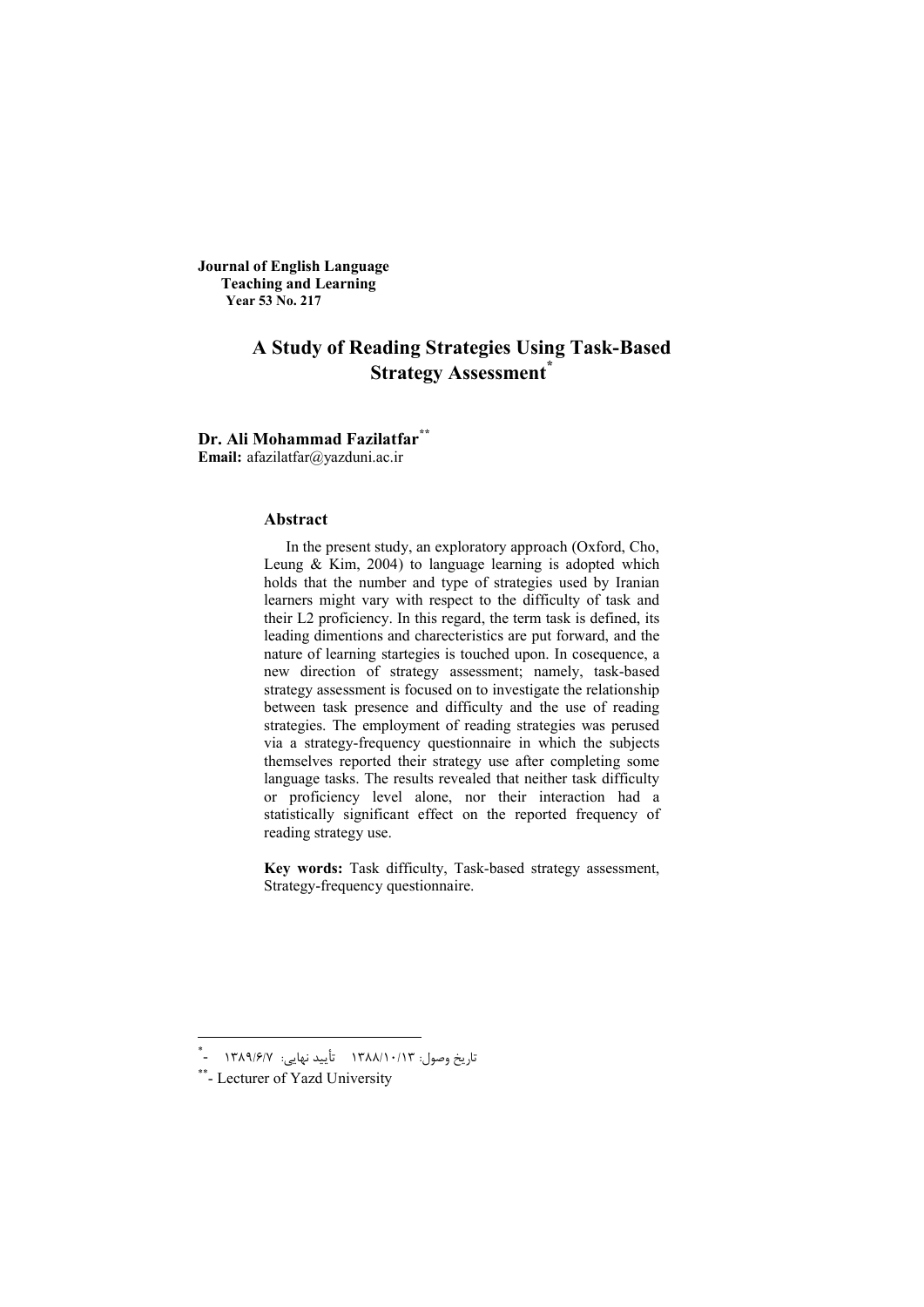**Journal of English Language Teaching and Learning**
**Year 53 No. 217**

# A Study of Reading Strategies Using Task-Based Strategy Assessment*

**Dr. Ali Mohammad Fazilatfar****
**Email:** afazilatfar@yazduni.ac.ir

## Abstract

In the present study, an exploratory approach (Oxford, Cho, Leung & Kim, 2004) to language learning is adopted which holds that the number and type of strategies used by Iranian learners might vary with respect to the difficulty of task and their L2 proficiency. In this regard, the term task is defined, its leading dimentions and charecteristics are put forward, and the nature of learning startegies is touched upon. In cosequence, a new direction of strategy assessment; namely, task-based strategy assessment is focused on to investigate the relationship between task presence and difficulty and the use of reading strategies. The employment of reading strategies was perused via a strategy-frequency questionnaire in which the subjects themselves reported their strategy use after completing some language tasks. The results revealed that neither task difficulty or proficiency level alone, nor their interaction had a statistically significant effect on the reported frequency of reading strategy use.

**Key words:** Task difficulty, Task-based strategy assessment, Strategy-frequency questionnaire.

---

* - تاریخ وصول: ۱۳۸۸/۱۰/۱۳ تأیید نهایی: ۱۳۸۹/۶/۷

** - Lecturer of Yazd University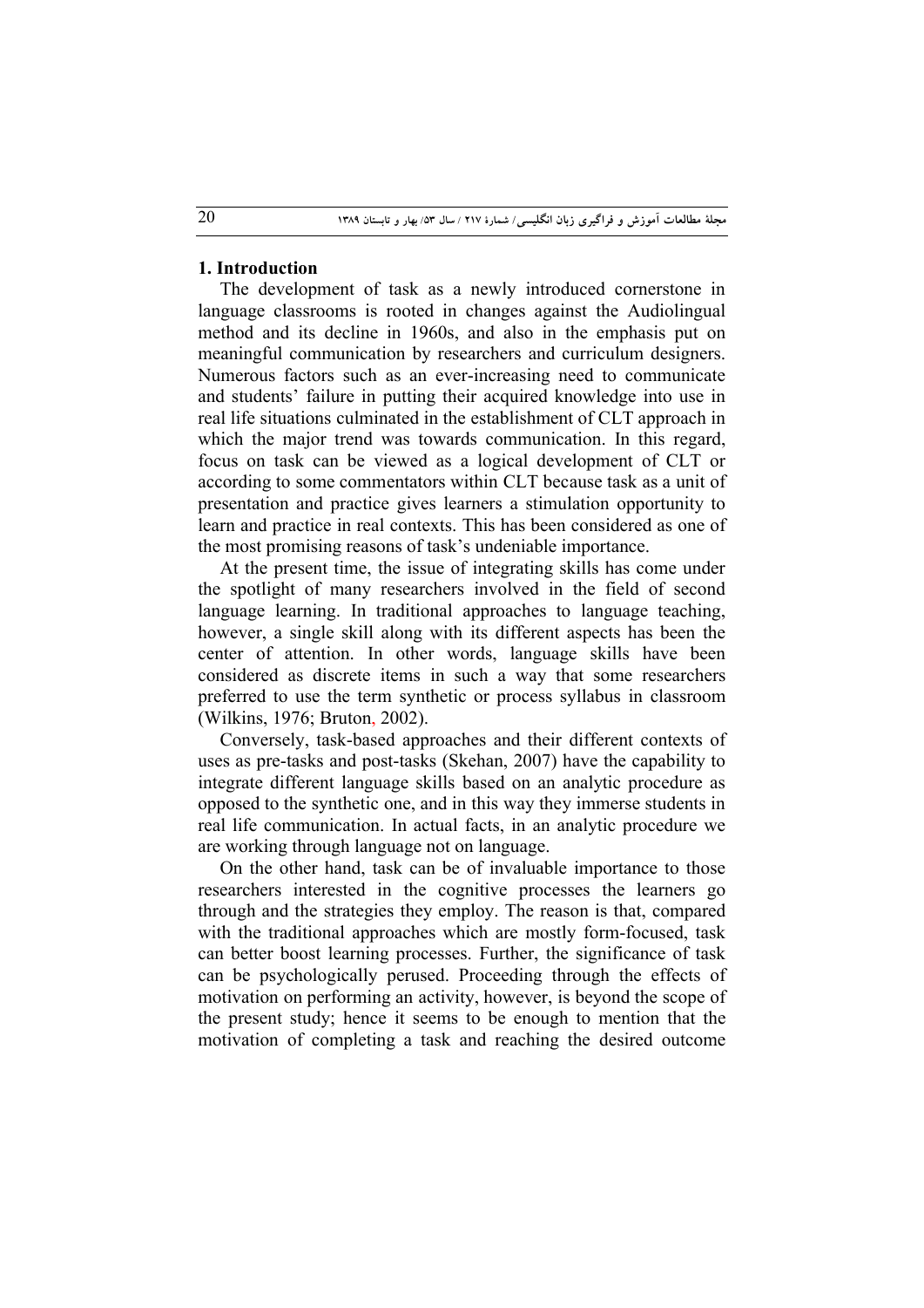## 1. Introduction

The development of task as a newly introduced cornerstone in language classrooms is rooted in changes against the Audiolingual method and its decline in 1960s, and also in the emphasis put on meaningful communication by researchers and curriculum designers. Numerous factors such as an ever-increasing need to communicate and students' failure in putting their acquired knowledge into use in real life situations culminated in the establishment of CLT approach in which the major trend was towards communication. In this regard, focus on task can be viewed as a logical development of CLT or according to some commentators within CLT because task as a unit of presentation and practice gives learners a stimulation opportunity to learn and practice in real contexts. This has been considered as one of the most promising reasons of task's undeniable importance.

At the present time, the issue of integrating skills has come under the spotlight of many researchers involved in the field of second language learning. In traditional approaches to language teaching, however, a single skill along with its different aspects has been the center of attention. In other words, language skills have been considered as discrete items in such a way that some researchers preferred to use the term synthetic or process syllabus in classroom (Wilkins, 1976; Bruton, 2002).

Conversely, task-based approaches and their different contexts of uses as pre-tasks and post-tasks (Skehan, 2007) have the capability to integrate different language skills based on an analytic procedure as opposed to the synthetic one, and in this way they immerse students in real life communication. In actual facts, in an analytic procedure we are working through language not on language.

On the other hand, task can be of invaluable importance to those researchers interested in the cognitive processes the learners go through and the strategies they employ. The reason is that, compared with the traditional approaches which are mostly form-focused, task can better boost learning processes. Further, the significance of task can be psychologically perused. Proceeding through the effects of motivation on performing an activity, however, is beyond the scope of the present study; hence it seems to be enough to mention that the motivation of completing a task and reaching the desired outcome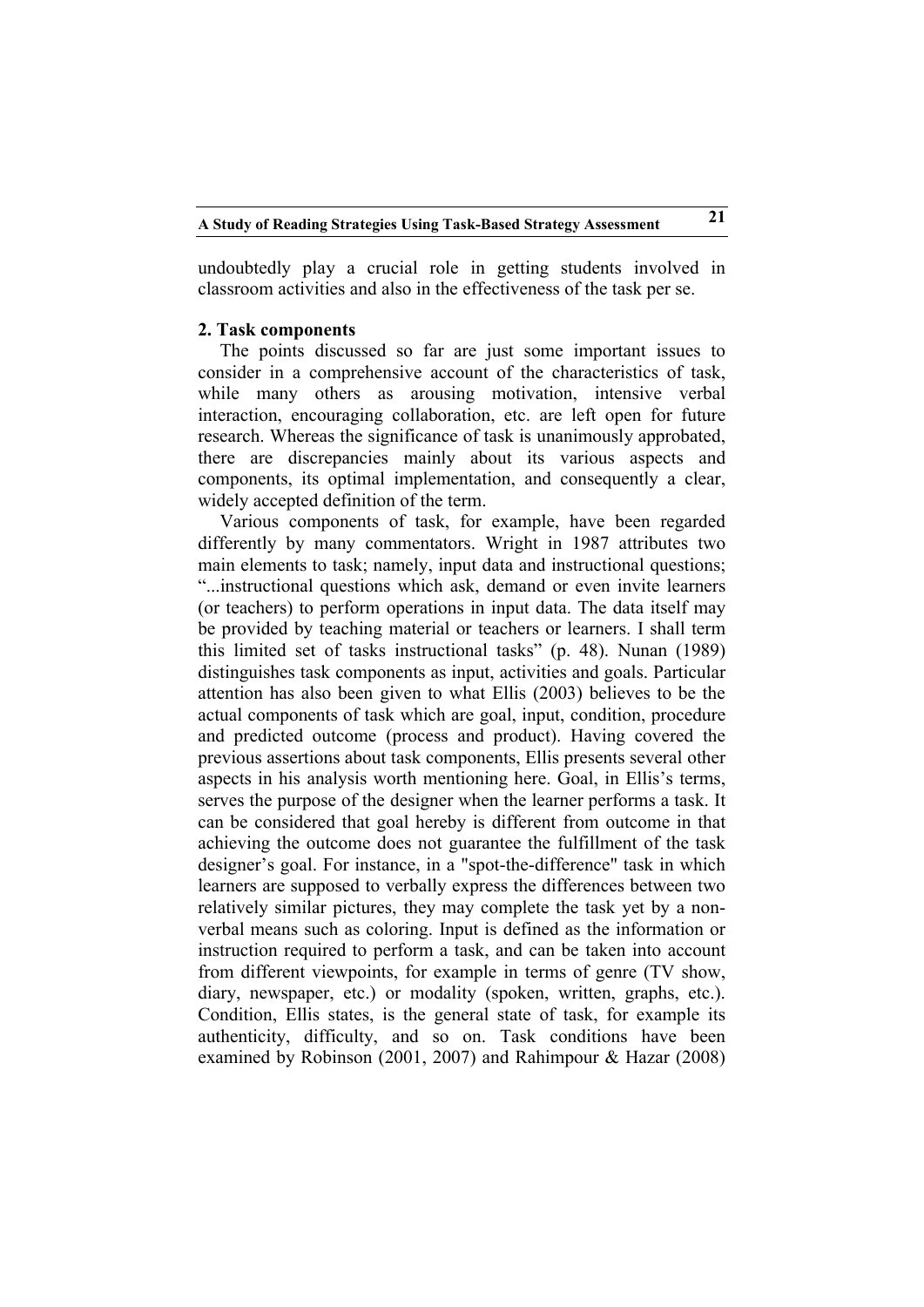undoubtedly play a crucial role in getting students involved in classroom activities and also in the effectiveness of the task per se.

## 2. Task components

The points discussed so far are just some important issues to consider in a comprehensive account of the characteristics of task, while many others as arousing motivation, intensive verbal interaction, encouraging collaboration, etc. are left open for future research. Whereas the significance of task is unanimously approbated, there are discrepancies mainly about its various aspects and components, its optimal implementation, and consequently a clear, widely accepted definition of the term.

Various components of task, for example, have been regarded differently by many commentators. Wright in 1987 attributes two main elements to task; namely, input data and instructional questions; "...instructional questions which ask, demand or even invite learners (or teachers) to perform operations in input data. The data itself may be provided by teaching material or teachers or learners. I shall term this limited set of tasks instructional tasks" (p. 48). Nunan (1989) distinguishes task components as input, activities and goals. Particular attention has also been given to what Ellis (2003) believes to be the actual components of task which are goal, input, condition, procedure and predicted outcome (process and product). Having covered the previous assertions about task components, Ellis presents several other aspects in his analysis worth mentioning here. Goal, in Ellis's terms, serves the purpose of the designer when the learner performs a task. It can be considered that goal hereby is different from outcome in that achieving the outcome does not guarantee the fulfillment of the task designer's goal. For instance, in a "spot-the-difference" task in which learners are supposed to verbally express the differences between two relatively similar pictures, they may complete the task yet by a non-verbal means such as coloring. Input is defined as the information or instruction required to perform a task, and can be taken into account from different viewpoints, for example in terms of genre (TV show, diary, newspaper, etc.) or modality (spoken, written, graphs, etc.). Condition, Ellis states, is the general state of task, for example its authenticity, difficulty, and so on. Task conditions have been examined by Robinson (2001, 2007) and Rahimpour & Hazar (2008)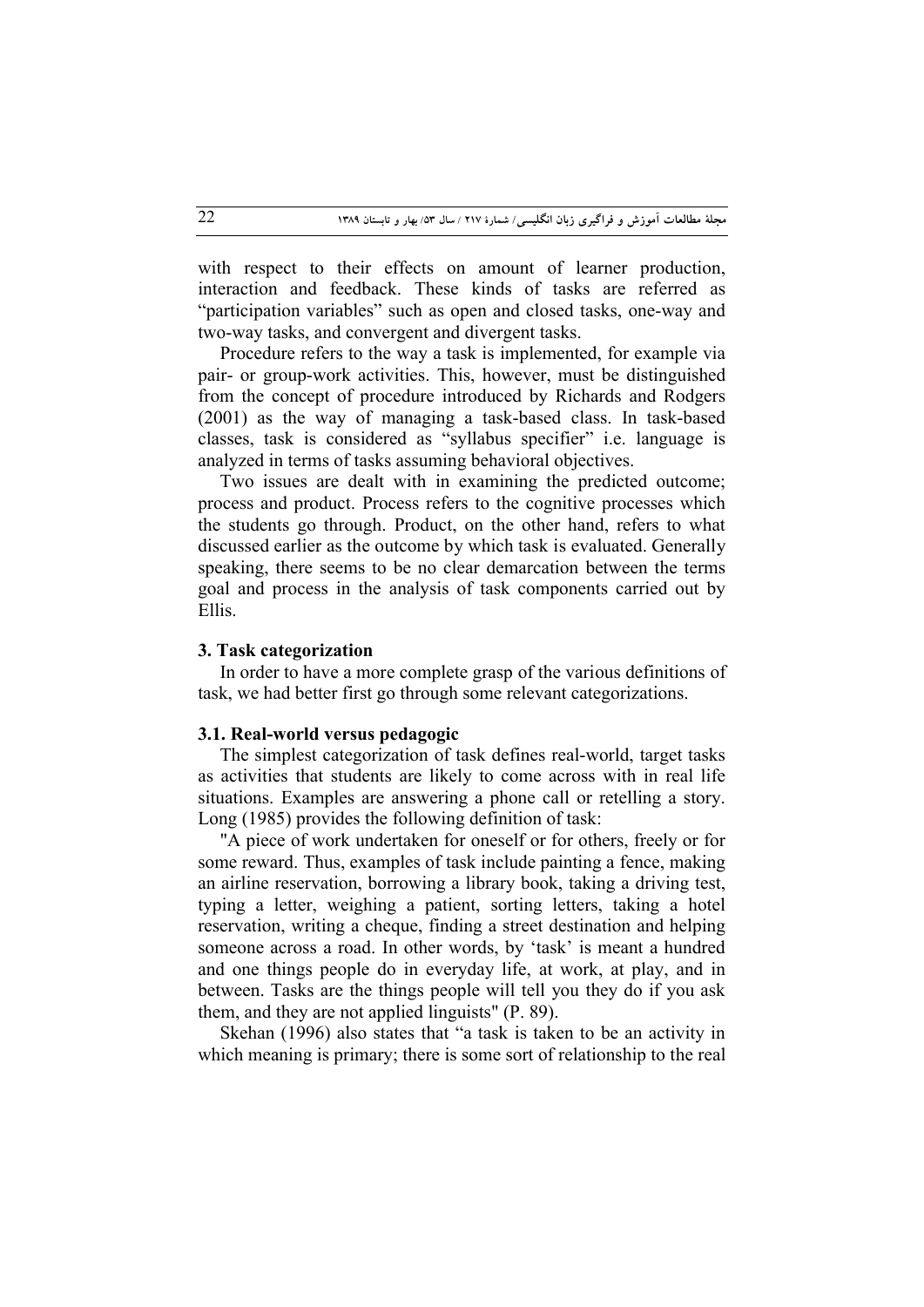with respect to their effects on amount of learner production, interaction and feedback. These kinds of tasks are referred as "participation variables" such as open and closed tasks, one-way and two-way tasks, and convergent and divergent tasks.

Procedure refers to the way a task is implemented, for example via pair- or group-work activities. This, however, must be distinguished from the concept of procedure introduced by Richards and Rodgers (2001) as the way of managing a task-based class. In task-based classes, task is considered as "syllabus specifier" i.e. language is analyzed in terms of tasks assuming behavioral objectives.

Two issues are dealt with in examining the predicted outcome; process and product. Process refers to the cognitive processes which the students go through. Product, on the other hand, refers to what discussed earlier as the outcome by which task is evaluated. Generally speaking, there seems to be no clear demarcation between the terms goal and process in the analysis of task components carried out by Ellis.

### 3. Task categorization

In order to have a more complete grasp of the various definitions of task, we had better first go through some relevant categorizations.

#### 3.1. Real-world versus pedagogic

The simplest categorization of task defines real-world, target tasks as activities that students are likely to come across with in real life situations. Examples are answering a phone call or retelling a story. Long (1985) provides the following definition of task:

"A piece of work undertaken for oneself or for others, freely or for some reward. Thus, examples of task include painting a fence, making an airline reservation, borrowing a library book, taking a driving test, typing a letter, weighing a patient, sorting letters, taking a hotel reservation, writing a cheque, finding a street destination and helping someone across a road. In other words, by 'task' is meant a hundred and one things people do in everyday life, at work, at play, and in between. Tasks are the things people will tell you they do if you ask them, and they are not applied linguists" (P. 89).

Skehan (1996) also states that "a task is taken to be an activity in which meaning is primary; there is some sort of relationship to the real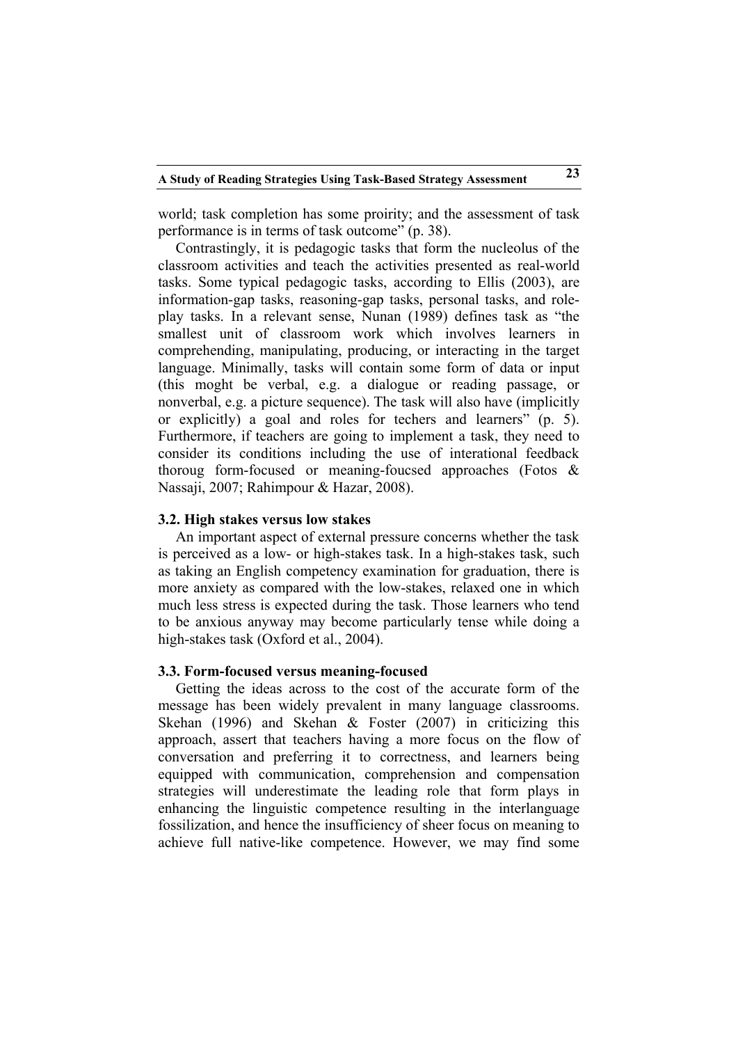world; task completion has some proirity; and the assessment of task performance is in terms of task outcome" (p. 38).

Contrastingly, it is pedagogic tasks that form the nucleolus of the classroom activities and teach the activities presented as real-world tasks. Some typical pedagogic tasks, according to Ellis (2003), are information-gap tasks, reasoning-gap tasks, personal tasks, and role-play tasks. In a relevant sense, Nunan (1989) defines task as "the smallest unit of classroom work which involves learners in comprehending, manipulating, producing, or interacting in the target language. Minimally, tasks will contain some form of data or input (this moght be verbal, e.g. a dialogue or reading passage, or nonverbal, e.g. a picture sequence). The task will also have (implicitly or explicitly) a goal and roles for techers and learners" (p. 5). Furthermore, if teachers are going to implement a task, they need to consider its conditions including the use of interational feedback thoroug form-focused or meaning-foucsed approaches (Fotos & Nassaji, 2007; Rahimpour & Hazar, 2008).

### 3.2. High stakes versus low stakes

An important aspect of external pressure concerns whether the task is perceived as a low- or high-stakes task. In a high-stakes task, such as taking an English competency examination for graduation, there is more anxiety as compared with the low-stakes, relaxed one in which much less stress is expected during the task. Those learners who tend to be anxious anyway may become particularly tense while doing a high-stakes task (Oxford et al., 2004).

### 3.3. Form-focused versus meaning-focused

Getting the ideas across to the cost of the accurate form of the message has been widely prevalent in many language classrooms. Skehan (1996) and Skehan & Foster (2007) in criticizing this approach, assert that teachers having a more focus on the flow of conversation and preferring it to correctness, and learners being equipped with communication, comprehension and compensation strategies will underestimate the leading role that form plays in enhancing the linguistic competence resulting in the interlanguage fossilization, and hence the insufficiency of sheer focus on meaning to achieve full native-like competence. However, we may find some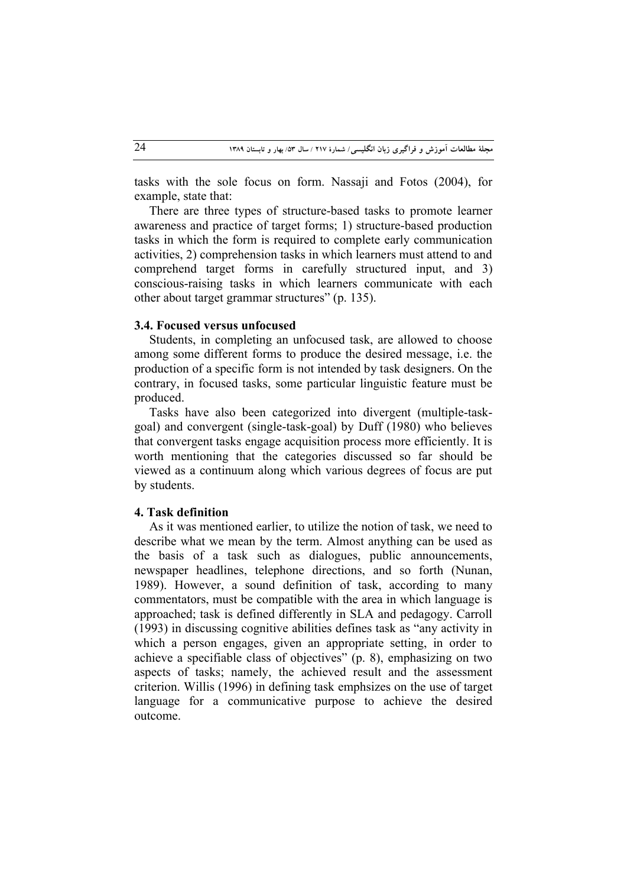tasks with the sole focus on form. Nassaji and Fotos (2004), for example, state that:

There are three types of structure-based tasks to promote learner awareness and practice of target forms; 1) structure-based production tasks in which the form is required to complete early communication activities, 2) comprehension tasks in which learners must attend to and comprehend target forms in carefully structured input, and 3) conscious-raising tasks in which learners communicate with each other about target grammar structures" (p. 135).

### 3.4. Focused versus unfocused

Students, in completing an unfocused task, are allowed to choose among some different forms to produce the desired message, i.e. the production of a specific form is not intended by task designers. On the contrary, in focused tasks, some particular linguistic feature must be produced.

Tasks have also been categorized into divergent (multiple-task-goal) and convergent (single-task-goal) by Duff (1980) who believes that convergent tasks engage acquisition process more efficiently. It is worth mentioning that the categories discussed so far should be viewed as a continuum along which various degrees of focus are put by students.

## 4. Task definition

As it was mentioned earlier, to utilize the notion of task, we need to describe what we mean by the term. Almost anything can be used as the basis of a task such as dialogues, public announcements, newspaper headlines, telephone directions, and so forth (Nunan, 1989). However, a sound definition of task, according to many commentators, must be compatible with the area in which language is approached; task is defined differently in SLA and pedagogy. Carroll (1993) in discussing cognitive abilities defines task as "any activity in which a person engages, given an appropriate setting, in order to achieve a specifiable class of objectives" (p. 8), emphasizing on two aspects of tasks; namely, the achieved result and the assessment criterion. Willis (1996) in defining task emphsizes on the use of target language for a communicative purpose to achieve the desired outcome.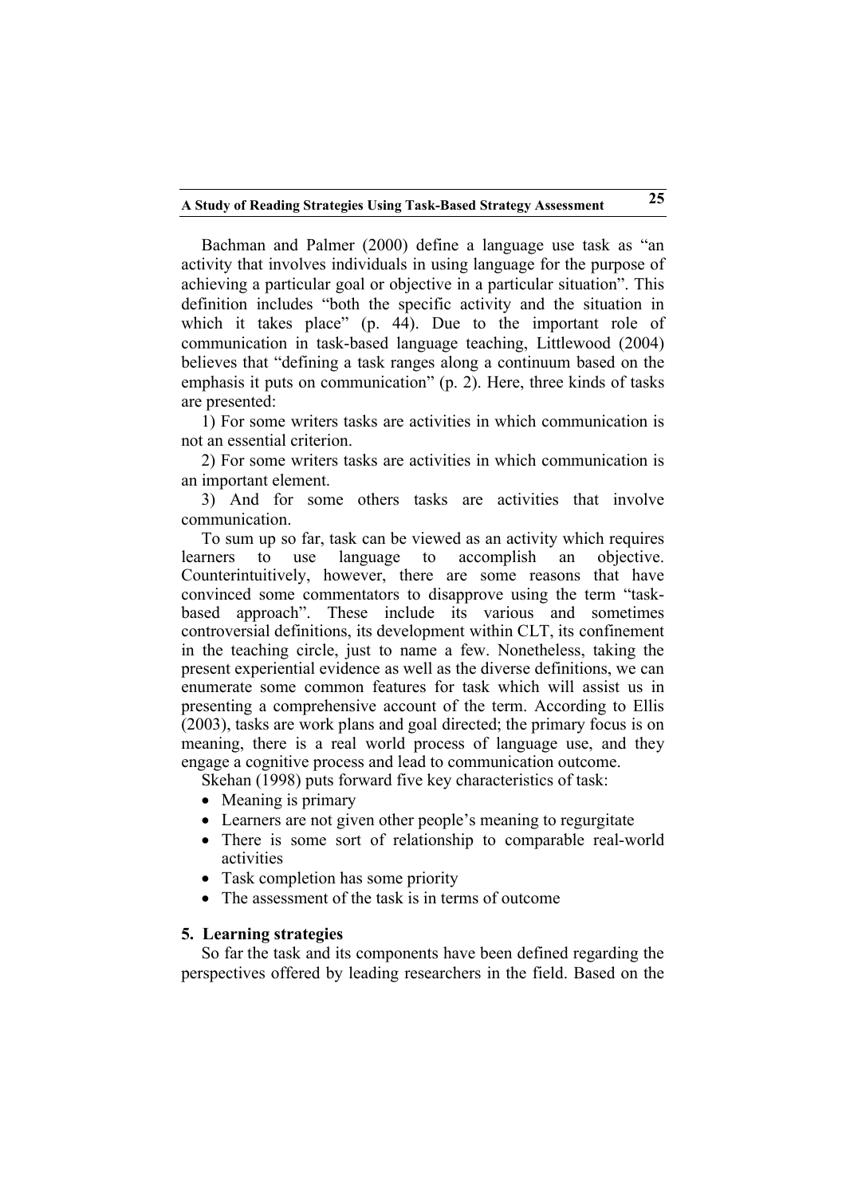Bachman and Palmer (2000) define a language use task as "an activity that involves individuals in using language for the purpose of achieving a particular goal or objective in a particular situation". This definition includes "both the specific activity and the situation in which it takes place" (p. 44). Due to the important role of communication in task-based language teaching, Littlewood (2004) believes that "defining a task ranges along a continuum based on the emphasis it puts on communication" (p. 2). Here, three kinds of tasks are presented:

1) For some writers tasks are activities in which communication is not an essential criterion.

2) For some writers tasks are activities in which communication is an important element.

3) And for some others tasks are activities that involve communication.

To sum up so far, task can be viewed as an activity which requires learners to use language to accomplish an objective. Counterintuitively, however, there are some reasons that have convinced some commentators to disapprove using the term "task-based approach". These include its various and sometimes controversial definitions, its development within CLT, its confinement in the teaching circle, just to name a few. Nonetheless, taking the present experiential evidence as well as the diverse definitions, we can enumerate some common features for task which will assist us in presenting a comprehensive account of the term. According to Ellis (2003), tasks are work plans and goal directed; the primary focus is on meaning, there is a real world process of language use, and they engage a cognitive process and lead to communication outcome.

Skehan (1998) puts forward five key characteristics of task:

- Meaning is primary
- Learners are not given other people's meaning to regurgitate
- There is some sort of relationship to comparable real-world activities
- Task completion has some priority
- The assessment of the task is in terms of outcome

## 5. Learning strategies

So far the task and its components have been defined regarding the perspectives offered by leading researchers in the field. Based on the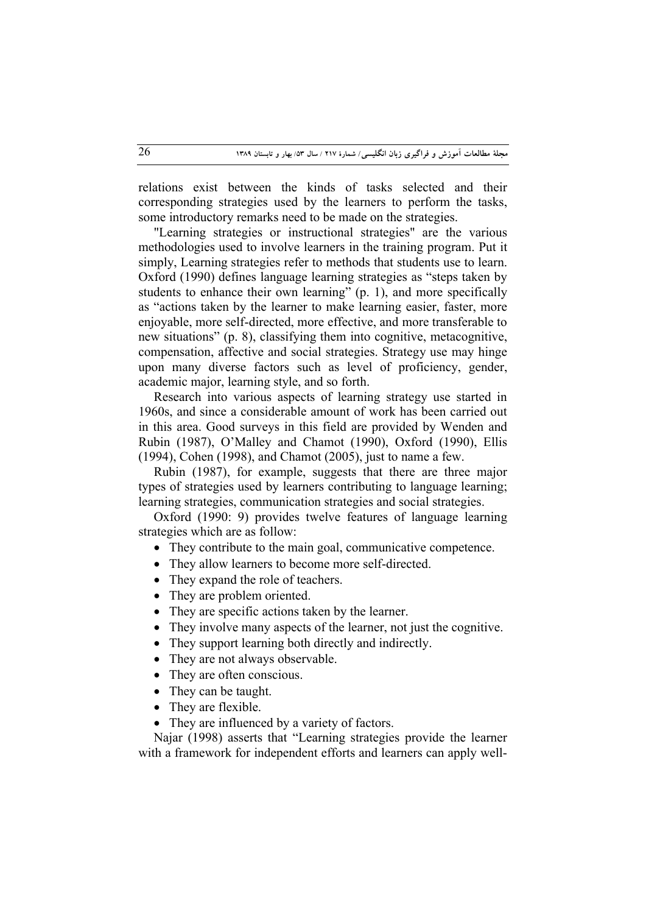relations exist between the kinds of tasks selected and their corresponding strategies used by the learners to perform the tasks, some introductory remarks need to be made on the strategies.

"Learning strategies or instructional strategies" are the various methodologies used to involve learners in the training program. Put it simply, Learning strategies refer to methods that students use to learn. Oxford (1990) defines language learning strategies as "steps taken by students to enhance their own learning" (p. 1), and more specifically as "actions taken by the learner to make learning easier, faster, more enjoyable, more self-directed, more effective, and more transferable to new situations" (p. 8), classifying them into cognitive, metacognitive, compensation, affective and social strategies. Strategy use may hinge upon many diverse factors such as level of proficiency, gender, academic major, learning style, and so forth.

Research into various aspects of learning strategy use started in 1960s, and since a considerable amount of work has been carried out in this area. Good surveys in this field are provided by Wenden and Rubin (1987), O'Malley and Chamot (1990), Oxford (1990), Ellis (1994), Cohen (1998), and Chamot (2005), just to name a few.

Rubin (1987), for example, suggests that there are three major types of strategies used by learners contributing to language learning; learning strategies, communication strategies and social strategies.

Oxford (1990: 9) provides twelve features of language learning strategies which are as follow:

- They contribute to the main goal, communicative competence.
- They allow learners to become more self-directed.
- They expand the role of teachers.
- They are problem oriented.
- They are specific actions taken by the learner.
- They involve many aspects of the learner, not just the cognitive.
- They support learning both directly and indirectly.
- They are not always observable.
- They are often conscious.
- They can be taught.
- They are flexible.
- They are influenced by a variety of factors.

Najar (1998) asserts that "Learning strategies provide the learner with a framework for independent efforts and learners can apply well-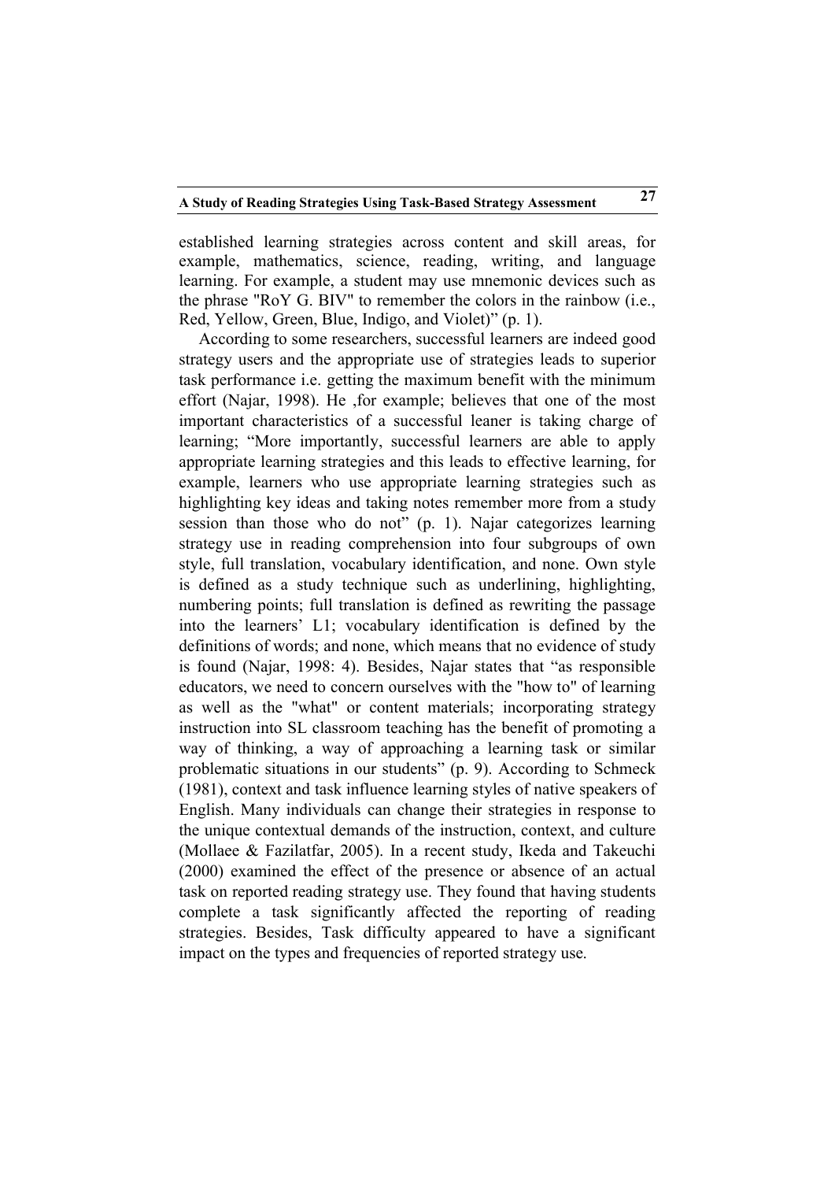established learning strategies across content and skill areas, for example, mathematics, science, reading, writing, and language learning. For example, a student may use mnemonic devices such as the phrase "RoY G. BIV" to remember the colors in the rainbow (i.e., Red, Yellow, Green, Blue, Indigo, and Violet)" (p. 1).

According to some researchers, successful learners are indeed good strategy users and the appropriate use of strategies leads to superior task performance i.e. getting the maximum benefit with the minimum effort (Najar, 1998). He ,for example; believes that one of the most important characteristics of a successful leaner is taking charge of learning; "More importantly, successful learners are able to apply appropriate learning strategies and this leads to effective learning, for example, learners who use appropriate learning strategies such as highlighting key ideas and taking notes remember more from a study session than those who do not" (p. 1). Najar categorizes learning strategy use in reading comprehension into four subgroups of own style, full translation, vocabulary identification, and none. Own style is defined as a study technique such as underlining, highlighting, numbering points; full translation is defined as rewriting the passage into the learners' L1; vocabulary identification is defined by the definitions of words; and none, which means that no evidence of study is found (Najar, 1998: 4). Besides, Najar states that "as responsible educators, we need to concern ourselves with the "how to" of learning as well as the "what" or content materials; incorporating strategy instruction into SL classroom teaching has the benefit of promoting a way of thinking, a way of approaching a learning task or similar problematic situations in our students" (p. 9). According to Schmeck (1981), context and task influence learning styles of native speakers of English. Many individuals can change their strategies in response to the unique contextual demands of the instruction, context, and culture (Mollaee & Fazilatfar, 2005). In a recent study, Ikeda and Takeuchi (2000) examined the effect of the presence or absence of an actual task on reported reading strategy use. They found that having students complete a task significantly affected the reporting of reading strategies. Besides, Task difficulty appeared to have a significant impact on the types and frequencies of reported strategy use.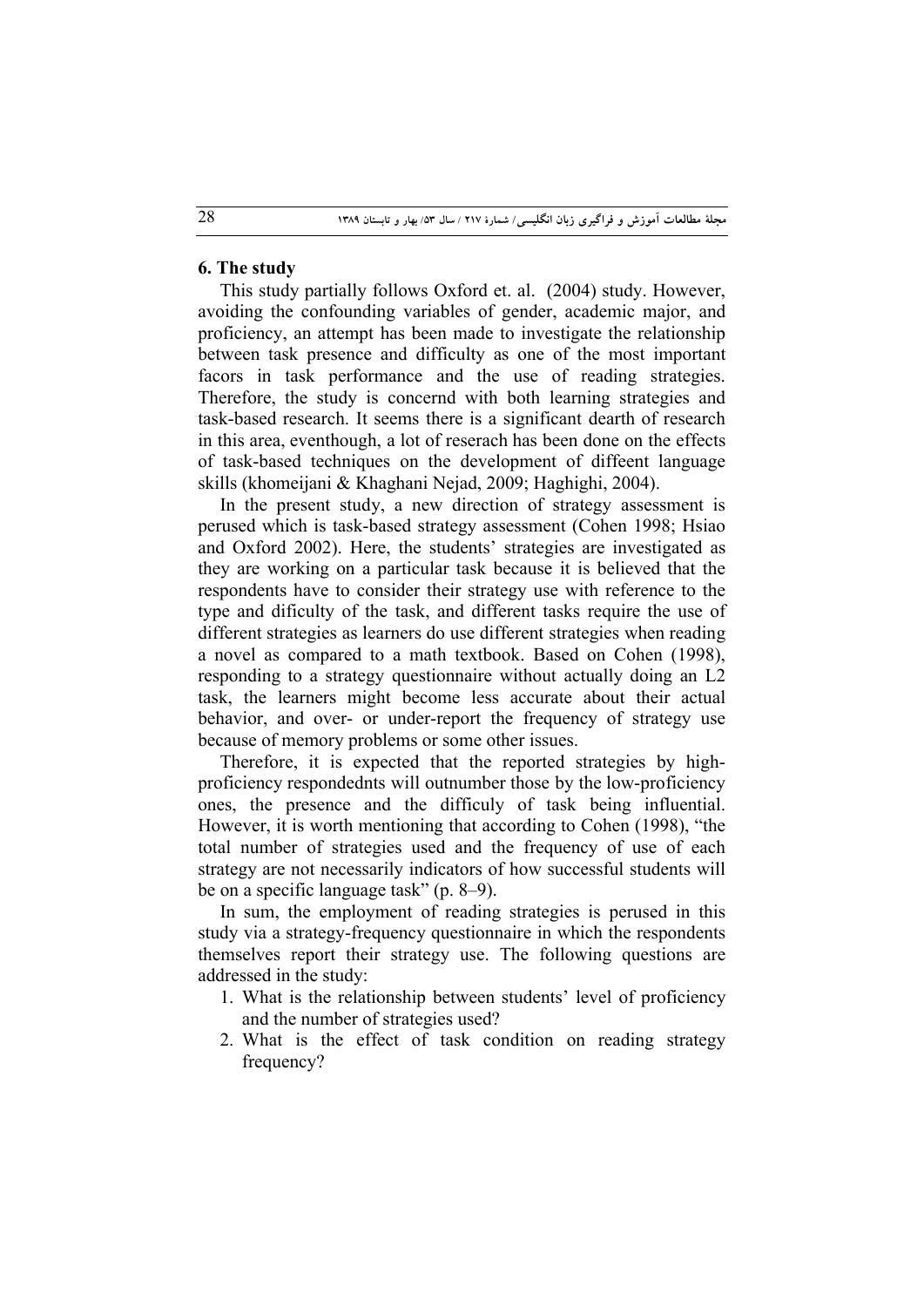## 6. The study

This study partially follows Oxford et. al. (2004) study. However, avoiding the confounding variables of gender, academic major, and proficiency, an attempt has been made to investigate the relationship between task presence and difficulty as one of the most important facors in task performance and the use of reading strategies. Therefore, the study is concernd with both learning strategies and task-based research. It seems there is a significant dearth of research in this area, eventhough, a lot of reserach has been done on the effects of task-based techniques on the development of diffeent language skills (khomeijani & Khaghani Nejad, 2009; Haghighi, 2004).

In the present study, a new direction of strategy assessment is perused which is task-based strategy assessment (Cohen 1998; Hsiao and Oxford 2002). Here, the students' strategies are investigated as they are working on a particular task because it is believed that the respondents have to consider their strategy use with reference to the type and dificulty of the task, and different tasks require the use of different strategies as learners do use different strategies when reading a novel as compared to a math textbook. Based on Cohen (1998), responding to a strategy questionnaire without actually doing an L2 task, the learners might become less accurate about their actual behavior, and over- or under-report the frequency of strategy use because of memory problems or some other issues.

Therefore, it is expected that the reported strategies by high-proficiency respondednts will outnumber those by the low-proficiency ones, the presence and the difficuly of task being influential. However, it is worth mentioning that according to Cohen (1998), "the total number of strategies used and the frequency of use of each strategy are not necessarily indicators of how successful students will be on a specific language task" (p. 8–9).

In sum, the employment of reading strategies is perused in this study via a strategy-frequency questionnaire in which the respondents themselves report their strategy use. The following questions are addressed in the study:

1. What is the relationship between students' level of proficiency and the number of strategies used?
2. What is the effect of task condition on reading strategy frequency?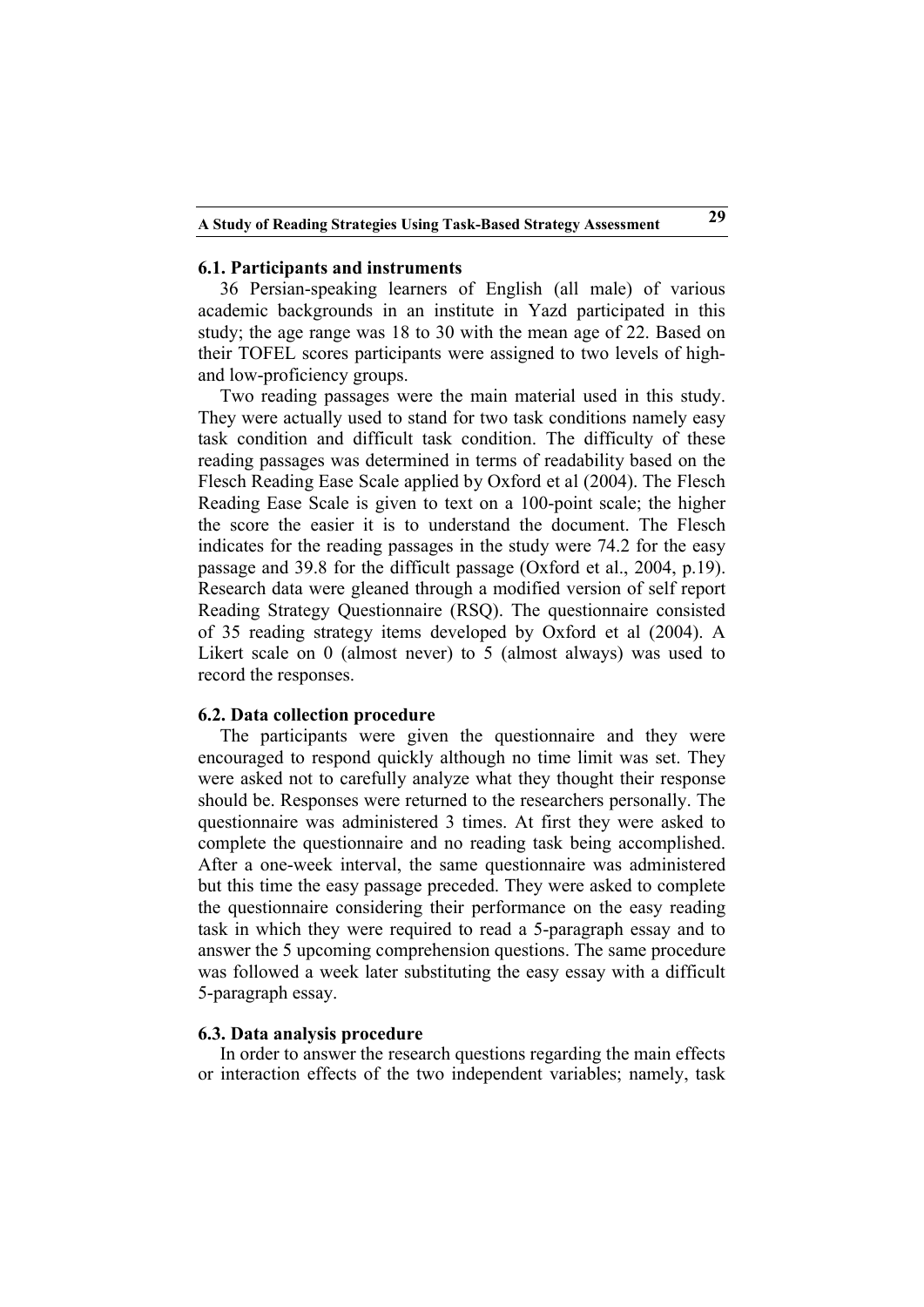### 6.1. Participants and instruments

36 Persian-speaking learners of English (all male) of various academic backgrounds in an institute in Yazd participated in this study; the age range was 18 to 30 with the mean age of 22. Based on their TOFEL scores participants were assigned to two levels of high- and low-proficiency groups.

Two reading passages were the main material used in this study. They were actually used to stand for two task conditions namely easy task condition and difficult task condition. The difficulty of these reading passages was determined in terms of readability based on the Flesch Reading Ease Scale applied by Oxford et al (2004). The Flesch Reading Ease Scale is given to text on a 100-point scale; the higher the score the easier it is to understand the document. The Flesch indicates for the reading passages in the study were 74.2 for the easy passage and 39.8 for the difficult passage (Oxford et al., 2004, p.19). Research data were gleaned through a modified version of self report Reading Strategy Questionnaire (RSQ). The questionnaire consisted of 35 reading strategy items developed by Oxford et al (2004). A Likert scale on 0 (almost never) to 5 (almost always) was used to record the responses.

### 6.2. Data collection procedure

The participants were given the questionnaire and they were encouraged to respond quickly although no time limit was set. They were asked not to carefully analyze what they thought their response should be. Responses were returned to the researchers personally. The questionnaire was administered 3 times. At first they were asked to complete the questionnaire and no reading task being accomplished. After a one-week interval, the same questionnaire was administered but this time the easy passage preceded. They were asked to complete the questionnaire considering their performance on the easy reading task in which they were required to read a 5-paragraph essay and to answer the 5 upcoming comprehension questions. The same procedure was followed a week later substituting the easy essay with a difficult 5-paragraph essay.

### 6.3. Data analysis procedure

In order to answer the research questions regarding the main effects or interaction effects of the two independent variables; namely, task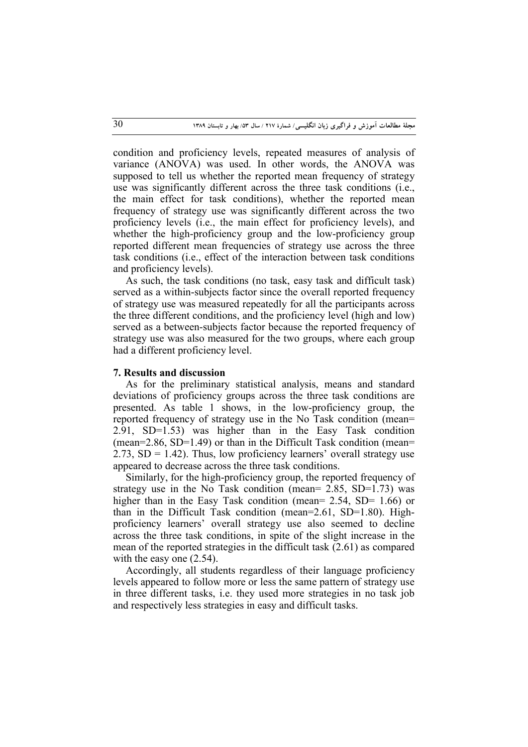condition and proficiency levels, repeated measures of analysis of variance (ANOVA) was used. In other words, the ANOVA was supposed to tell us whether the reported mean frequency of strategy use was significantly different across the three task conditions (i.e., the main effect for task conditions), whether the reported mean frequency of strategy use was significantly different across the two proficiency levels (i.e., the main effect for proficiency levels), and whether the high-proficiency group and the low-proficiency group reported different mean frequencies of strategy use across the three task conditions (i.e., effect of the interaction between task conditions and proficiency levels).

As such, the task conditions (no task, easy task and difficult task) served as a within-subjects factor since the overall reported frequency of strategy use was measured repeatedly for all the participants across the three different conditions, and the proficiency level (high and low) served as a between-subjects factor because the reported frequency of strategy use was also measured for the two groups, where each group had a different proficiency level.

## 7. Results and discussion

As for the preliminary statistical analysis, means and standard deviations of proficiency groups across the three task conditions are presented. As table 1 shows, in the low-proficiency group, the reported frequency of strategy use in the No Task condition (mean= 2.91, SD=1.53) was higher than in the Easy Task condition (mean=2.86, SD=1.49) or than in the Difficult Task condition (mean= 2.73, SD = 1.42). Thus, low proficiency learners' overall strategy use appeared to decrease across the three task conditions.

Similarly, for the high-proficiency group, the reported frequency of strategy use in the No Task condition (mean= 2.85, SD=1.73) was higher than in the Easy Task condition (mean= 2.54, SD= 1.66) or than in the Difficult Task condition (mean=2.61, SD=1.80). High-proficiency learners' overall strategy use also seemed to decline across the three task conditions, in spite of the slight increase in the mean of the reported strategies in the difficult task (2.61) as compared with the easy one (2.54).

Accordingly, all students regardless of their language proficiency levels appeared to follow more or less the same pattern of strategy use in three different tasks, i.e. they used more strategies in no task job and respectively less strategies in easy and difficult tasks.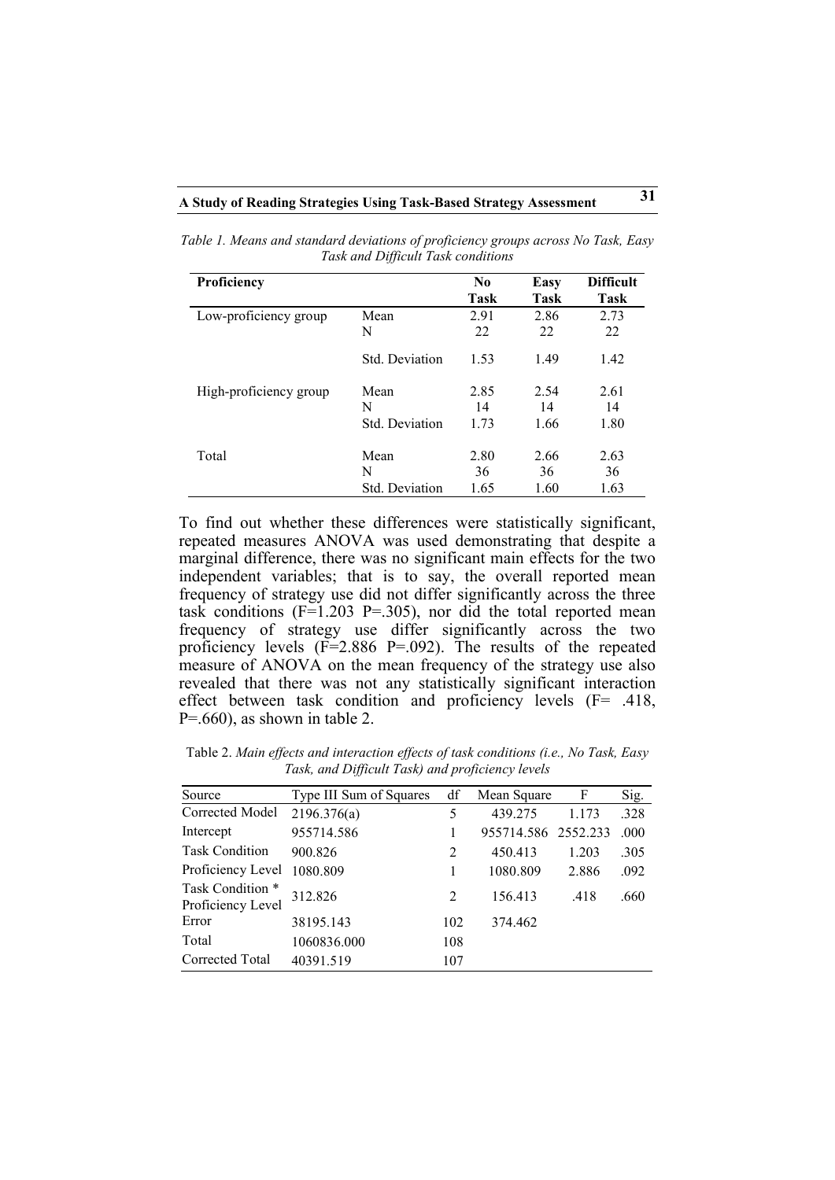*Table 1. Means and standard deviations of proficiency groups across No Task, Easy Task and Difficult Task conditions*

| Proficiency | | No Task | Easy Task | Difficult Task |
|---|---|---|---|---|
| Low-proficiency group | Mean | 2.91 | 2.86 | 2.73 |
| | N | 22 | 22 | 22 |
| | Std. Deviation | 1.53 | 1.49 | 1.42 |
| High-proficiency group | Mean | 2.85 | 2.54 | 2.61 |
| | N | 14 | 14 | 14 |
| | Std. Deviation | 1.73 | 1.66 | 1.80 |
| Total | Mean | 2.80 | 2.66 | 2.63 |
| | N | 36 | 36 | 36 |
| | Std. Deviation | 1.65 | 1.60 | 1.63 |

To find out whether these differences were statistically significant, repeated measures ANOVA was used demonstrating that despite a marginal difference, there was no significant main effects for the two independent variables; that is to say, the overall reported mean frequency of strategy use did not differ significantly across the three task conditions ($F=1.203$ $P=.305$), nor did the total reported mean frequency of strategy use differ significantly across the two proficiency levels ($F=2.886$ $P=.092$). The results of the repeated measure of ANOVA on the mean frequency of the strategy use also revealed that there was not any statistically significant interaction effect between task condition and proficiency levels ($F= .418$, $P=.660$), as shown in table 2.

Table 2. *Main effects and interaction effects of task conditions (i.e., No Task, Easy Task, and Difficult Task) and proficiency levels*

| Source | Type III Sum of Squares | df | Mean Square | F | Sig. |
|---|---|---|---|---|---|
| Corrected Model | 2196.376(a) | 5 | 439.275 | 1.173 | .328 |
| Intercept | 955714.586 | 1 | 955714.586 | 2552.233 | .000 |
| Task Condition | 900.826 | 2 | 450.413 | 1.203 | .305 |
| Proficiency Level | 1080.809 | 1 | 1080.809 | 2.886 | .092 |
| Task Condition * Proficiency Level | 312.826 | 2 | 156.413 | .418 | .660 |
| Error | 38195.143 | 102 | 374.462 | | |
| Total | 1060836.000 | 108 | | | |
| Corrected Total | 40391.519 | 107 | | | |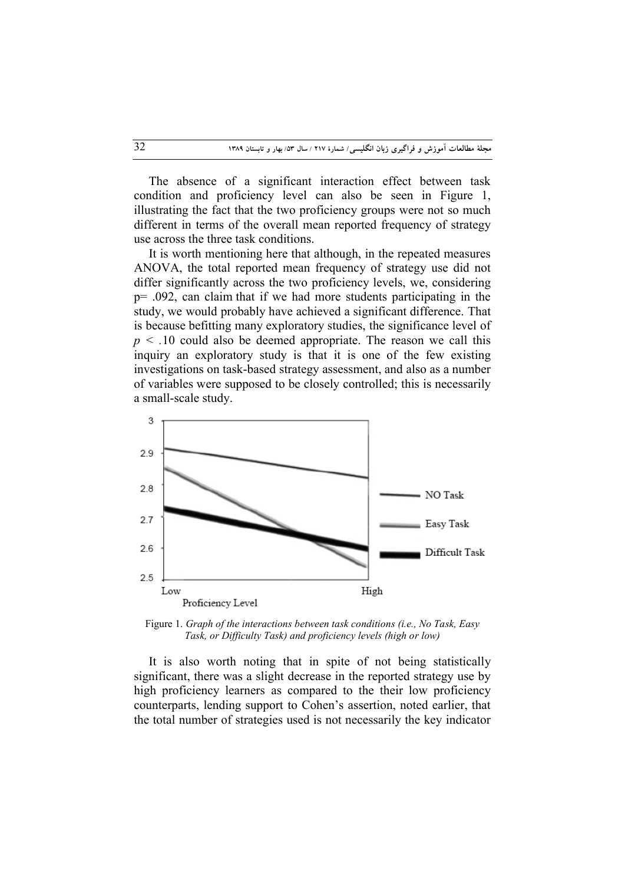The absence of a significant interaction effect between task condition and proficiency level can also be seen in Figure 1, illustrating the fact that the two proficiency groups were not so much different in terms of the overall mean reported frequency of strategy use across the three task conditions.

It is worth mentioning here that although, in the repeated measures ANOVA, the total reported mean frequency of strategy use did not differ significantly across the two proficiency levels, we, considering p= .092, can claim that if we had more students participating in the study, we would probably have achieved a significant difference. That is because befitting many exploratory studies, the significance level of $p < .10$ could also be deemed appropriate. The reason we call this inquiry an exploratory study is that it is one of the few existing investigations on task-based strategy assessment, and also as a number of variables were supposed to be closely controlled; this is necessarily a small-scale study.

Figure 1. *Graph of the interactions between task conditions (i.e., No Task, Easy Task, or Difficulty Task) and proficiency levels (high or low)*

It is also worth noting that in spite of not being statistically significant, there was a slight decrease in the reported strategy use by high proficiency learners as compared to the their low proficiency counterparts, lending support to Cohen's assertion, noted earlier, that the total number of strategies used is not necessarily the key indicator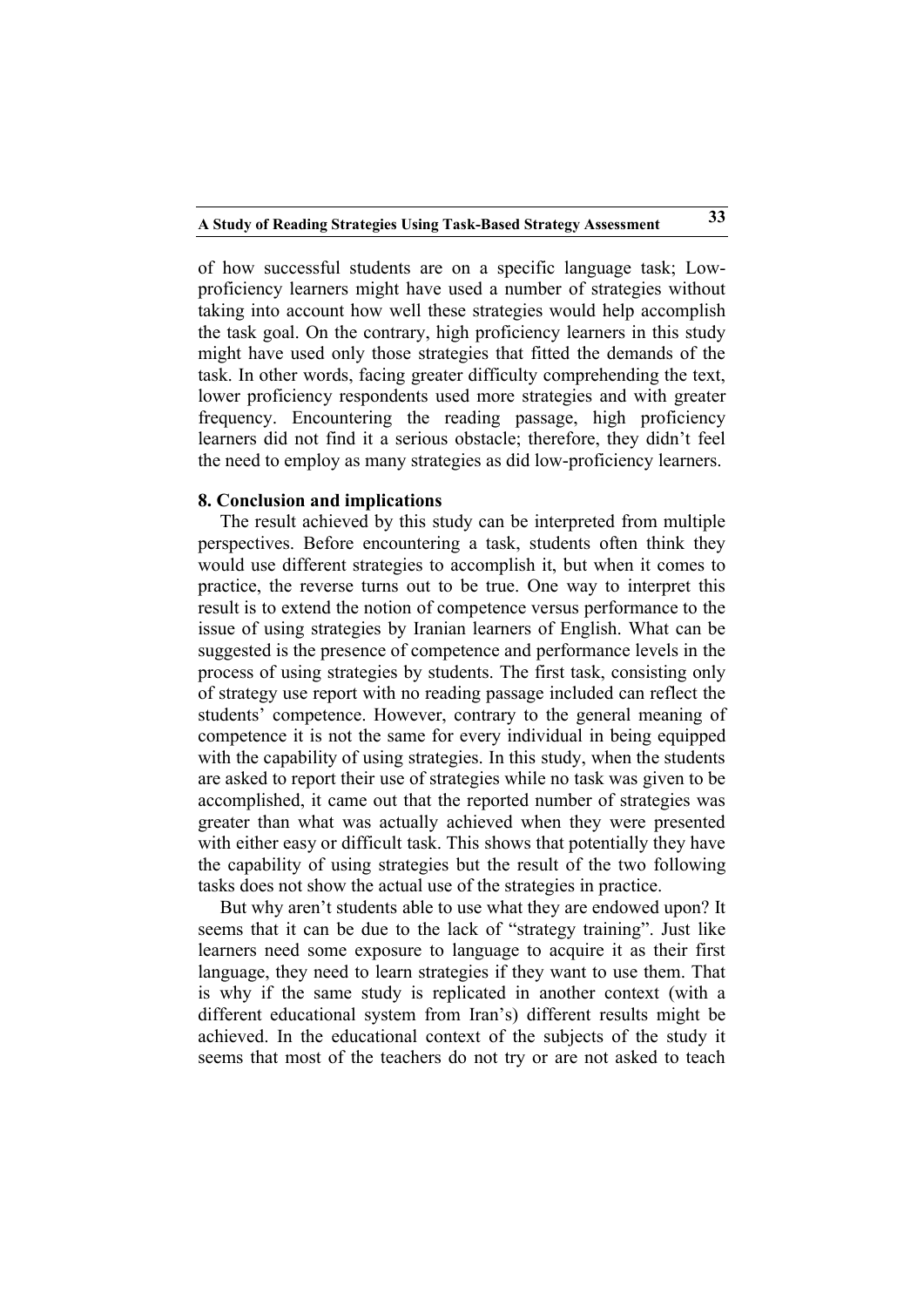of how successful students are on a specific language task; Low-proficiency learners might have used a number of strategies without taking into account how well these strategies would help accomplish the task goal. On the contrary, high proficiency learners in this study might have used only those strategies that fitted the demands of the task. In other words, facing greater difficulty comprehending the text, lower proficiency respondents used more strategies and with greater frequency. Encountering the reading passage, high proficiency learners did not find it a serious obstacle; therefore, they didn't feel the need to employ as many strategies as did low-proficiency learners.

## 8. Conclusion and implications

The result achieved by this study can be interpreted from multiple perspectives. Before encountering a task, students often think they would use different strategies to accomplish it, but when it comes to practice, the reverse turns out to be true. One way to interpret this result is to extend the notion of competence versus performance to the issue of using strategies by Iranian learners of English. What can be suggested is the presence of competence and performance levels in the process of using strategies by students. The first task, consisting only of strategy use report with no reading passage included can reflect the students' competence. However, contrary to the general meaning of competence it is not the same for every individual in being equipped with the capability of using strategies. In this study, when the students are asked to report their use of strategies while no task was given to be accomplished, it came out that the reported number of strategies was greater than what was actually achieved when they were presented with either easy or difficult task. This shows that potentially they have the capability of using strategies but the result of the two following tasks does not show the actual use of the strategies in practice.

But why aren't students able to use what they are endowed upon? It seems that it can be due to the lack of "strategy training". Just like learners need some exposure to language to acquire it as their first language, they need to learn strategies if they want to use them. That is why if the same study is replicated in another context (with a different educational system from Iran's) different results might be achieved. In the educational context of the subjects of the study it seems that most of the teachers do not try or are not asked to teach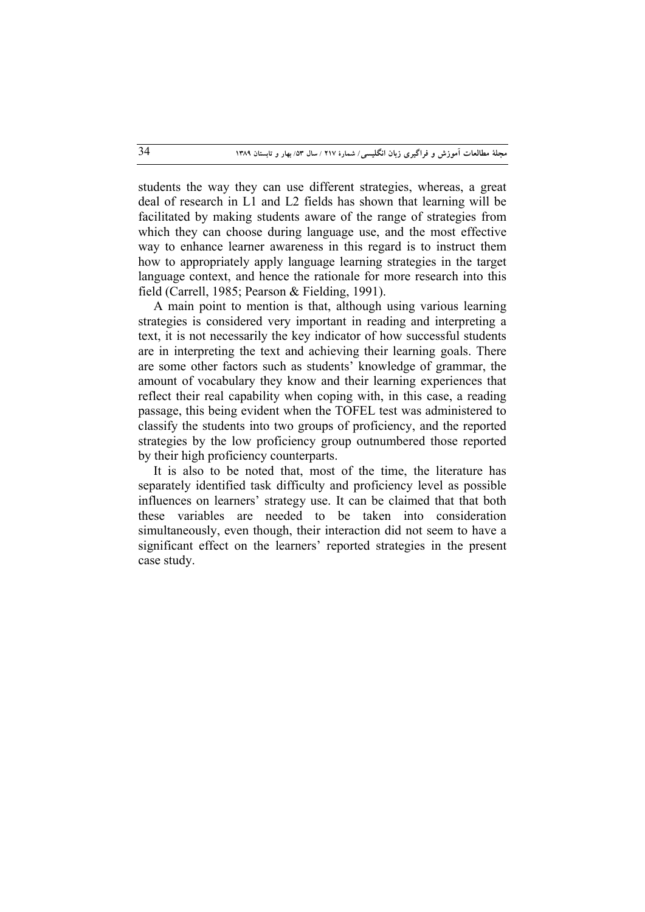students the way they can use different strategies, whereas, a great deal of research in L1 and L2 fields has shown that learning will be facilitated by making students aware of the range of strategies from which they can choose during language use, and the most effective way to enhance learner awareness in this regard is to instruct them how to appropriately apply language learning strategies in the target language context, and hence the rationale for more research into this field (Carrell, 1985; Pearson & Fielding, 1991).

A main point to mention is that, although using various learning strategies is considered very important in reading and interpreting a text, it is not necessarily the key indicator of how successful students are in interpreting the text and achieving their learning goals. There are some other factors such as students' knowledge of grammar, the amount of vocabulary they know and their learning experiences that reflect their real capability when coping with, in this case, a reading passage, this being evident when the TOFEL test was administered to classify the students into two groups of proficiency, and the reported strategies by the low proficiency group outnumbered those reported by their high proficiency counterparts.

It is also to be noted that, most of the time, the literature has separately identified task difficulty and proficiency level as possible influences on learners' strategy use. It can be claimed that that both these variables are needed to be taken into consideration simultaneously, even though, their interaction did not seem to have a significant effect on the learners' reported strategies in the present case study.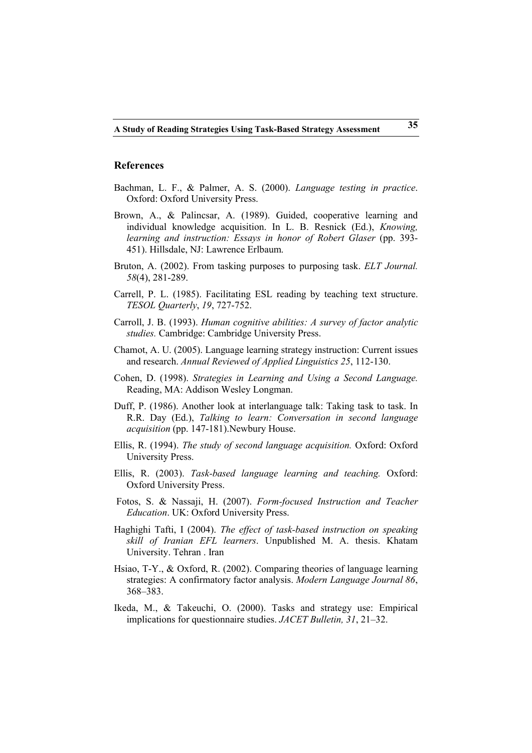## References

Bachman, L. F., & Palmer, A. S. (2000). *Language testing in practice*. Oxford: Oxford University Press.

Brown, A., & Palincsar, A. (1989). Guided, cooperative learning and individual knowledge acquisition. In L. B. Resnick (Ed.), *Knowing, learning and instruction: Essays in honor of Robert Glaser* (pp. 393-451). Hillsdale, NJ: Lawrence Erlbaum.

Bruton, A. (2002). From tasking purposes to purposing task. *ELT Journal. 58*(4), 281-289.

Carrell, P. L. (1985). Facilitating ESL reading by teaching text structure. *TESOL Quarterly*, *19*, 727-752.

Carroll, J. B. (1993). *Human cognitive abilities: A survey of factor analytic studies.* Cambridge: Cambridge University Press.

Chamot, A. U. (2005). Language learning strategy instruction: Current issues and research. *Annual Reviewed of Applied Linguistics 25*, 112-130.

Cohen, D. (1998). *Strategies in Learning and Using a Second Language.* Reading, MA: Addison Wesley Longman.

Duff, P. (1986). Another look at interlanguage talk: Taking task to task. In R.R. Day (Ed.), *Talking to learn: Conversation in second language acquisition* (pp. 147-181).Newbury House.

Ellis, R. (1994). *The study of second language acquisition.* Oxford: Oxford University Press.

Ellis, R. (2003). *Task-based language learning and teaching.* Oxford: Oxford University Press.

Fotos, S. & Nassaji, H. (2007). *Form-focused Instruction and Teacher Education*. UK: Oxford University Press.

Haghighi Tafti, I (2004). *The effect of task-based instruction on speaking skill of Iranian EFL learners*. Unpublished M. A. thesis. Khatam University. Tehran . Iran

Hsiao, T-Y., & Oxford, R. (2002). Comparing theories of language learning strategies: A confirmatory factor analysis. *Modern Language Journal 86*, 368–383.

Ikeda, M., & Takeuchi, O. (2000). Tasks and strategy use: Empirical implications for questionnaire studies. *JACET Bulletin, 31*, 21–32.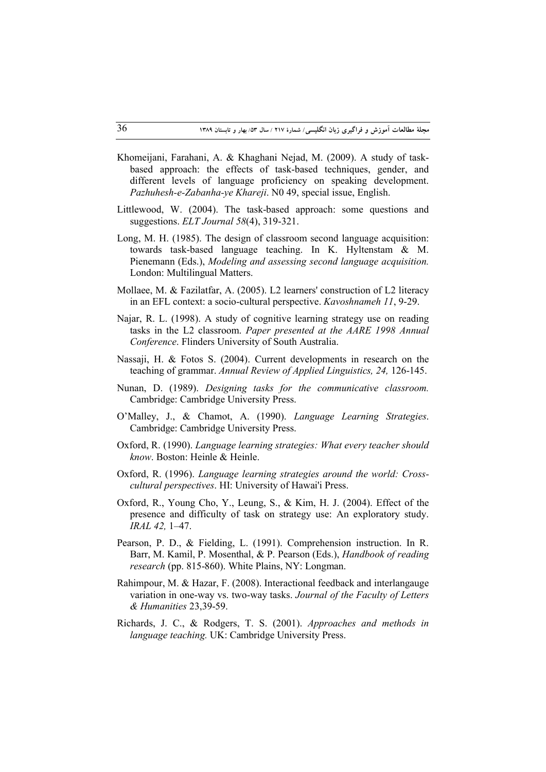Khomeijani, Farahani, A. & Khaghani Nejad, M. (2009). A study of task-based approach: the effects of task-based techniques, gender, and different levels of language proficiency on speaking development. *Pazhuhesh-e-Zabanha-ye Khareji*. N0 49, special issue, English.

Littlewood, W. (2004). The task-based approach: some questions and suggestions. *ELT Journal 58*(4), 319-321.

Long, M. H. (1985). The design of classroom second language acquisition: towards task-based language teaching. In K. Hyltenstam & M. Pienemann (Eds.), *Modeling and assessing second language acquisition.* London: Multilingual Matters.

Mollaee, M. & Fazilatfar, A. (2005). L2 learners' construction of L2 literacy in an EFL context: a socio-cultural perspective. *Kavoshnameh 11*, 9-29.

Najar, R. L. (1998). A study of cognitive learning strategy use on reading tasks in the L2 classroom. *Paper presented at the AARE 1998 Annual Conference*. Flinders University of South Australia.

Nassaji, H. & Fotos S. (2004). Current developments in research on the teaching of grammar. *Annual Review of Applied Linguistics, 24,* 126-145.

Nunan, D. (1989). *Designing tasks for the communicative classroom.* Cambridge: Cambridge University Press.

O'Malley, J., & Chamot, A. (1990). *Language Learning Strategies*. Cambridge: Cambridge University Press.

Oxford, R. (1990). *Language learning strategies: What every teacher should know*. Boston: Heinle & Heinle.

Oxford, R. (1996). *Language learning strategies around the world: Cross-cultural perspectives*. HI: University of Hawai'i Press.

Oxford, R., Young Cho, Y., Leung, S., & Kim, H. J. (2004). Effect of the presence and difficulty of task on strategy use: An exploratory study. *IRAL 42,* 1–47.

Pearson, P. D., & Fielding, L. (1991). Comprehension instruction. In R. Barr, M. Kamil, P. Mosenthal, & P. Pearson (Eds.), *Handbook of reading research* (pp. 815-860). White Plains, NY: Longman.

Rahimpour, M. & Hazar, F. (2008). Interactional feedback and interlangauge variation in one-way vs. two-way tasks. *Journal of the Faculty of Letters & Humanities* 23,39-59.

Richards, J. C., & Rodgers, T. S. (2001). *Approaches and methods in language teaching.* UK: Cambridge University Press.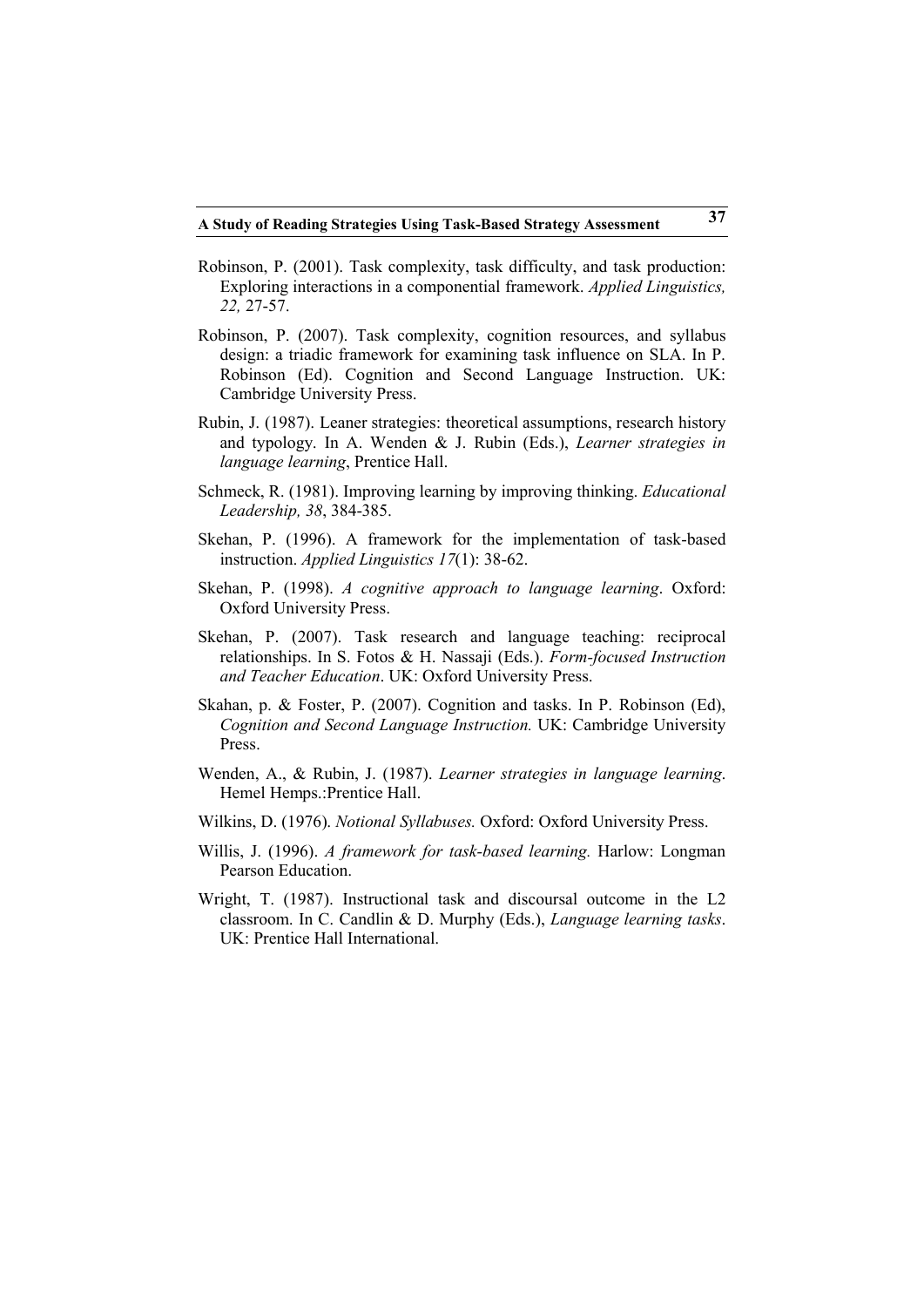Robinson, P. (2001). Task complexity, task difficulty, and task production: Exploring interactions in a componential framework. *Applied Linguistics, 22,* 27-57.

Robinson, P. (2007). Task complexity, cognition resources, and syllabus design: a triadic framework for examining task influence on SLA. In P. Robinson (Ed). Cognition and Second Language Instruction. UK: Cambridge University Press.

Rubin, J. (1987). Leaner strategies: theoretical assumptions, research history and typology. In A. Wenden & J. Rubin (Eds.), *Learner strategies in language learning*, Prentice Hall.

Schmeck, R. (1981). Improving learning by improving thinking. *Educational Leadership, 38*, 384-385.

Skehan, P. (1996). A framework for the implementation of task-based instruction. *Applied Linguistics 17*(1): 38-62.

Skehan, P. (1998). *A cognitive approach to language learning*. Oxford: Oxford University Press.

Skehan, P. (2007). Task research and language teaching: reciprocal relationships. In S. Fotos & H. Nassaji (Eds.). *Form-focused Instruction and Teacher Education*. UK: Oxford University Press.

Skahan, p. & Foster, P. (2007). Cognition and tasks. In P. Robinson (Ed), *Cognition and Second Language Instruction.* UK: Cambridge University Press.

Wenden, A., & Rubin, J. (1987). *Learner strategies in language learning*. Hemel Hemps.:Prentice Hall.

Wilkins, D. (1976). *Notional Syllabuses.* Oxford: Oxford University Press.

Willis, J. (1996). *A framework for task-based learning.* Harlow: Longman Pearson Education.

Wright, T. (1987). Instructional task and discoursal outcome in the L2 classroom. In C. Candlin & D. Murphy (Eds.), *Language learning tasks*. UK: Prentice Hall International.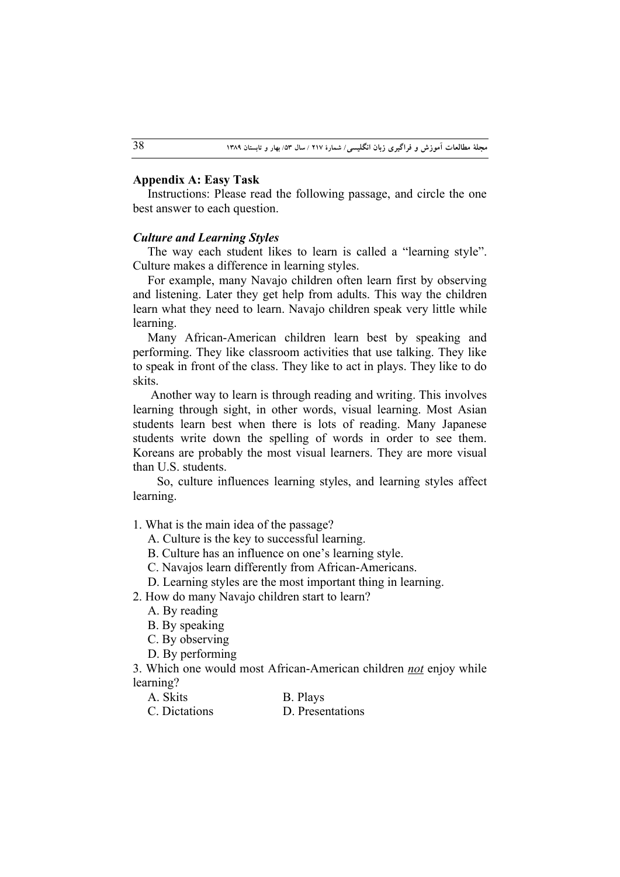## Appendix A: Easy Task

Instructions: Please read the following passage, and circle the one best answer to each question.

### *Culture and Learning Styles*

The way each student likes to learn is called a "learning style". Culture makes a difference in learning styles.

For example, many Navajo children often learn first by observing and listening. Later they get help from adults. This way the children learn what they need to learn. Navajo children speak very little while learning.

Many African-American children learn best by speaking and performing. They like classroom activities that use talking. They like to speak in front of the class. They like to act in plays. They like to do skits.

Another way to learn is through reading and writing. This involves learning through sight, in other words, visual learning. Most Asian students learn best when there is lots of reading. Many Japanese students write down the spelling of words in order to see them. Koreans are probably the most visual learners. They are more visual than U.S. students.

So, culture influences learning styles, and learning styles affect learning.

1. What is the main idea of the passage?
   - A. Culture is the key to successful learning.
   - B. Culture has an influence on one's learning style.
   - C. Navajos learn differently from African-Americans.
   - D. Learning styles are the most important thing in learning.
2. How do many Navajo children start to learn?
   - A. By reading
   - B. By speaking
   - C. By observing
   - D. By performing
3. Which one would most African-American children ***not*** enjoy while learning?
   - A. Skits
   - B. Plays
   - C. Dictations
   - D. Presentations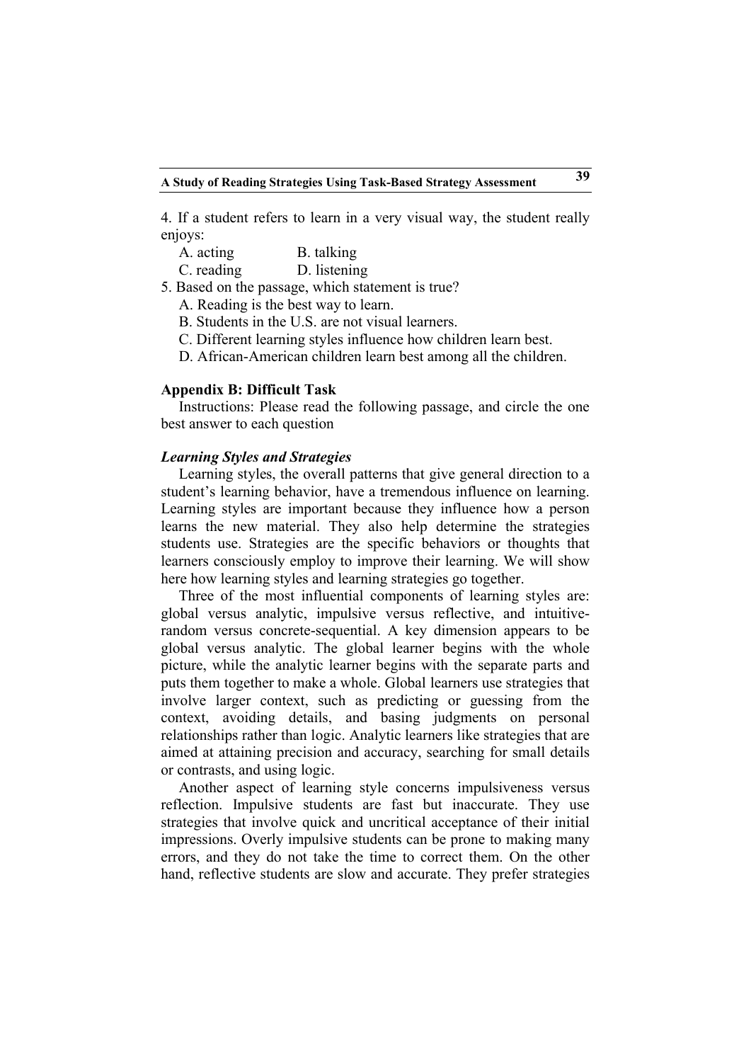4. If a student refers to learn in a very visual way, the student really enjoys:

   A. acting B. talking
   C. reading D. listening

5. Based on the passage, which statement is true?

   A. Reading is the best way to learn.
   B. Students in the U.S. are not visual learners.
   C. Different learning styles influence how children learn best.
   D. African-American children learn best among all the children.

### Appendix B: Difficult Task

Instructions: Please read the following passage, and circle the one best answer to each question

***Learning Styles and Strategies***

Learning styles, the overall patterns that give general direction to a student's learning behavior, have a tremendous influence on learning. Learning styles are important because they influence how a person learns the new material. They also help determine the strategies students use. Strategies are the specific behaviors or thoughts that learners consciously employ to improve their learning. We will show here how learning styles and learning strategies go together.

Three of the most influential components of learning styles are: global versus analytic, impulsive versus reflective, and intuitive-random versus concrete-sequential. A key dimension appears to be global versus analytic. The global learner begins with the whole picture, while the analytic learner begins with the separate parts and puts them together to make a whole. Global learners use strategies that involve larger context, such as predicting or guessing from the context, avoiding details, and basing judgments on personal relationships rather than logic. Analytic learners like strategies that are aimed at attaining precision and accuracy, searching for small details or contrasts, and using logic.

Another aspect of learning style concerns impulsiveness versus reflection. Impulsive students are fast but inaccurate. They use strategies that involve quick and uncritical acceptance of their initial impressions. Overly impulsive students can be prone to making many errors, and they do not take the time to correct them. On the other hand, reflective students are slow and accurate. They prefer strategies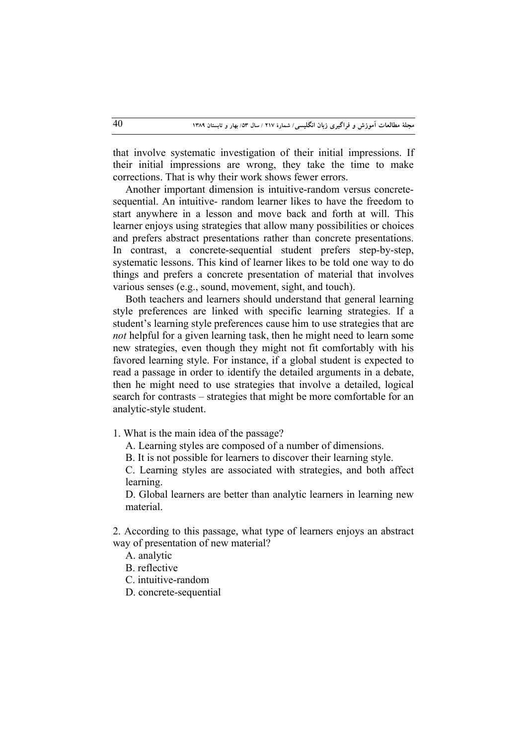that involve systematic investigation of their initial impressions. If their initial impressions are wrong, they take the time to make corrections. That is why their work shows fewer errors.

Another important dimension is intuitive-random versus concrete-sequential. An intuitive- random learner likes to have the freedom to start anywhere in a lesson and move back and forth at will. This learner enjoys using strategies that allow many possibilities or choices and prefers abstract presentations rather than concrete presentations. In contrast, a concrete-sequential student prefers step-by-step, systematic lessons. This kind of learner likes to be told one way to do things and prefers a concrete presentation of material that involves various senses (e.g., sound, movement, sight, and touch).

Both teachers and learners should understand that general learning style preferences are linked with specific learning strategies. If a student's learning style preferences cause him to use strategies that are *not* helpful for a given learning task, then he might need to learn some new strategies, even though they might not fit comfortably with his favored learning style. For instance, if a global student is expected to read a passage in order to identify the detailed arguments in a debate, then he might need to use strategies that involve a detailed, logical search for contrasts – strategies that might be more comfortable for an analytic-style student.

1. What is the main idea of the passage?

   A. Learning styles are composed of a number of dimensions.

   B. It is not possible for learners to discover their learning style.

   C. Learning styles are associated with strategies, and both affect learning.

   D. Global learners are better than analytic learners in learning new material.

2. According to this passage, what type of learners enjoys an abstract way of presentation of new material?

   A. analytic

   B. reflective

   C. intuitive-random

   D. concrete-sequential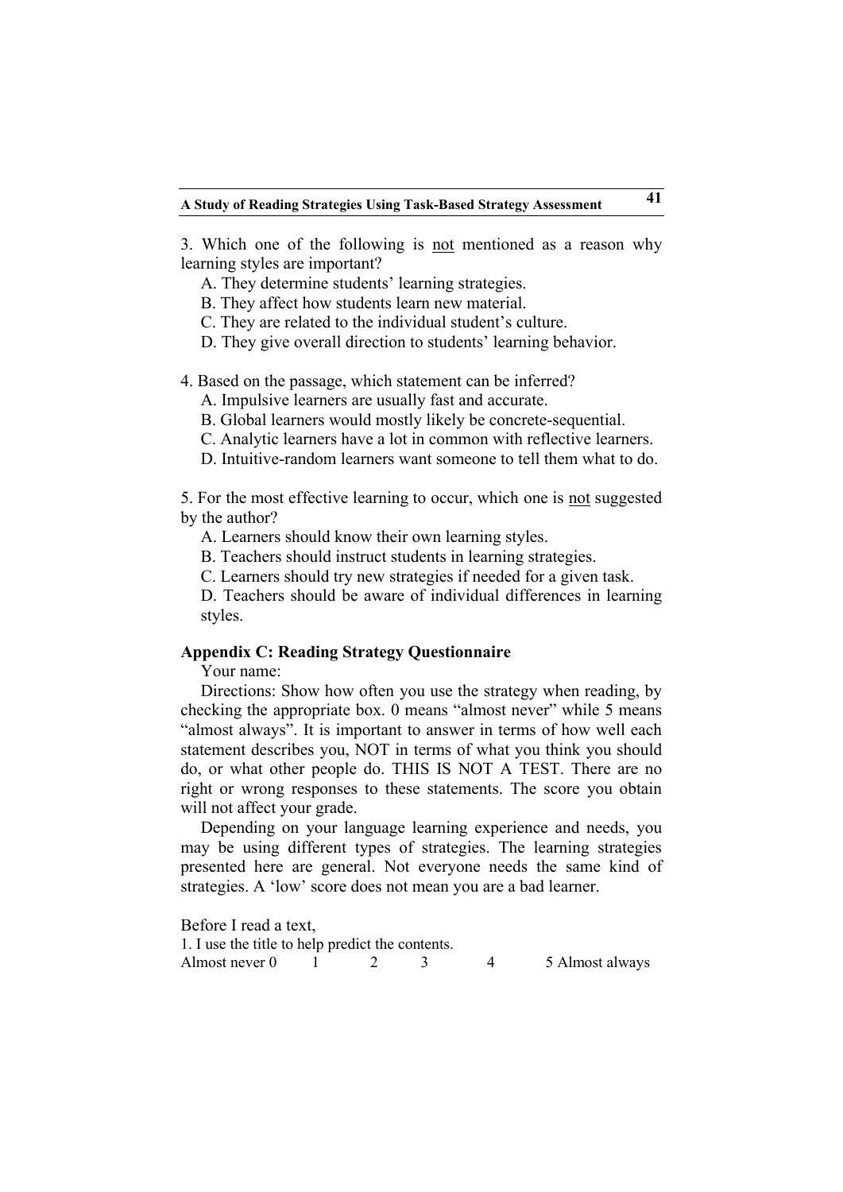3. Which one of the following is <u>not</u> mentioned as a reason why learning styles are important?

   A. They determine students' learning strategies.
   B. They affect how students learn new material.
   C. They are related to the individual student's culture.
   D. They give overall direction to students' learning behavior.

4. Based on the passage, which statement can be inferred?

   A. Impulsive learners are usually fast and accurate.
   B. Global learners would mostly likely be concrete-sequential.
   C. Analytic learners have a lot in common with reflective learners.
   D. Intuitive-random learners want someone to tell them what to do.

5. For the most effective learning to occur, which one is <u>not</u> suggested by the author?

   A. Learners should know their own learning styles.
   B. Teachers should instruct students in learning strategies.
   C. Learners should try new strategies if needed for a given task.
   D. Teachers should be aware of individual differences in learning styles.

**Appendix C: Reading Strategy Questionnaire**

Your name:

Directions: Show how often you use the strategy when reading, by checking the appropriate box. 0 means "almost never" while 5 means "almost always". It is important to answer in terms of how well each statement describes you, NOT in terms of what you think you should do, or what other people do. THIS IS NOT A TEST. There are no right or wrong responses to these statements. The score you obtain will not affect your grade.

Depending on your language learning experience and needs, you may be using different types of strategies. The learning strategies presented here are general. Not everyone needs the same kind of strategies. A 'low' score does not mean you are a bad learner.

Before I read a text,

1. I use the title to help predict the contents.

Almost never 0 &nbsp;&nbsp; 1 &nbsp;&nbsp; 2 &nbsp;&nbsp; 3 &nbsp;&nbsp; 4 &nbsp;&nbsp; 5 Almost always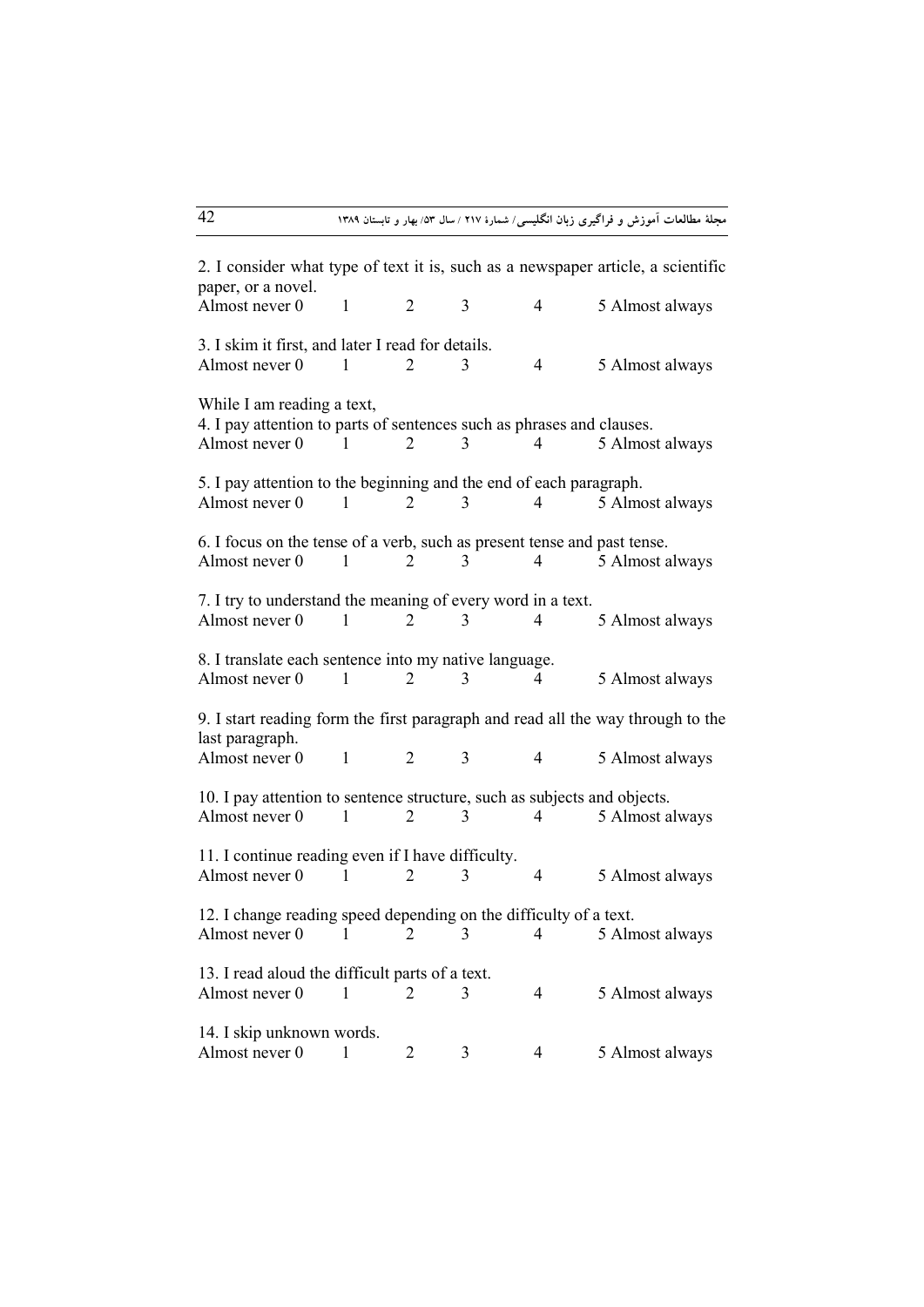2. I consider what type of text it is, such as a newspaper article, a scientific paper, or a novel.

Almost never 0 1 2 3 4 5 Almost always

3. I skim it first, and later I read for details.

Almost never 0 1 2 3 4 5 Almost always

While I am reading a text,

4. I pay attention to parts of sentences such as phrases and clauses.

Almost never 0 1 2 3 4 5 Almost always

5. I pay attention to the beginning and the end of each paragraph.

Almost never 0 1 2 3 4 5 Almost always

6. I focus on the tense of a verb, such as present tense and past tense.

Almost never 0 1 2 3 4 5 Almost always

7. I try to understand the meaning of every word in a text.

Almost never 0 1 2 3 4 5 Almost always

8. I translate each sentence into my native language.

Almost never 0 1 2 3 4 5 Almost always

9. I start reading form the first paragraph and read all the way through to the last paragraph.

Almost never 0 1 2 3 4 5 Almost always

10. I pay attention to sentence structure, such as subjects and objects.

Almost never 0 1 2 3 4 5 Almost always

11. I continue reading even if I have difficulty.

Almost never 0 1 2 3 4 5 Almost always

12. I change reading speed depending on the difficulty of a text.

Almost never 0 1 2 3 4 5 Almost always

13. I read aloud the difficult parts of a text.

Almost never 0 1 2 3 4 5 Almost always

14. I skip unknown words.

Almost never 0 1 2 3 4 5 Almost always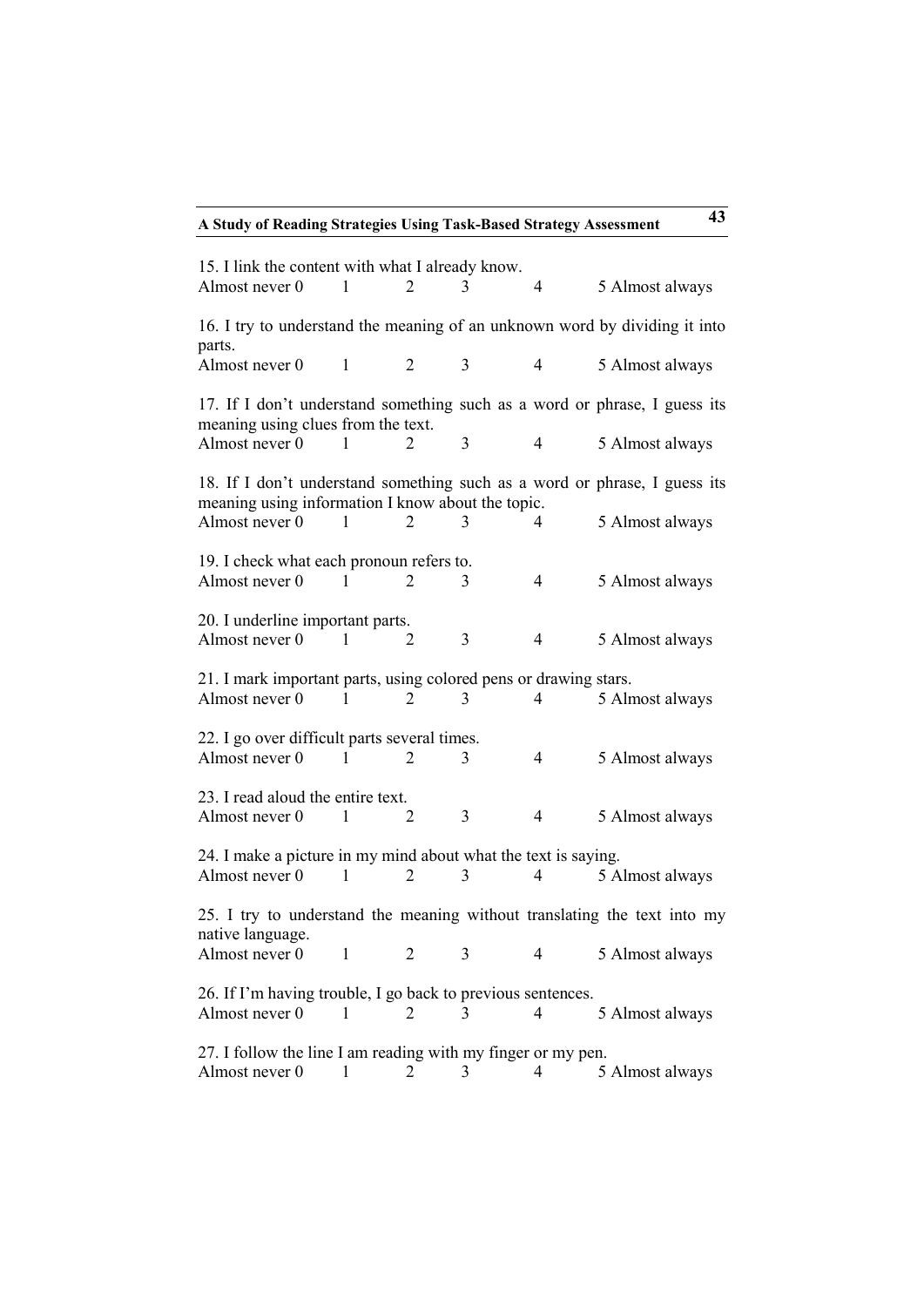15. I link the content with what I already know.

Almost never 0   1   2   3   4   5 Almost always

16. I try to understand the meaning of an unknown word by dividing it into parts.

Almost never 0   1   2   3   4   5 Almost always

17. If I don't understand something such as a word or phrase, I guess its meaning using clues from the text.

Almost never 0   1   2   3   4   5 Almost always

18. If I don't understand something such as a word or phrase, I guess its meaning using information I know about the topic.

Almost never 0   1   2   3   4   5 Almost always

19. I check what each pronoun refers to.

Almost never 0   1   2   3   4   5 Almost always

20. I underline important parts.

Almost never 0   1   2   3   4   5 Almost always

21. I mark important parts, using colored pens or drawing stars.

Almost never 0   1   2   3   4   5 Almost always

22. I go over difficult parts several times.

Almost never 0   1   2   3   4   5 Almost always

23. I read aloud the entire text.

Almost never 0   1   2   3   4   5 Almost always

24. I make a picture in my mind about what the text is saying.

Almost never 0   1   2   3   4   5 Almost always

25. I try to understand the meaning without translating the text into my native language.

Almost never 0   1   2   3   4   5 Almost always

26. If I'm having trouble, I go back to previous sentences.

Almost never 0   1   2   3   4   5 Almost always

27. I follow the line I am reading with my finger or my pen.

Almost never 0   1   2   3   4   5 Almost always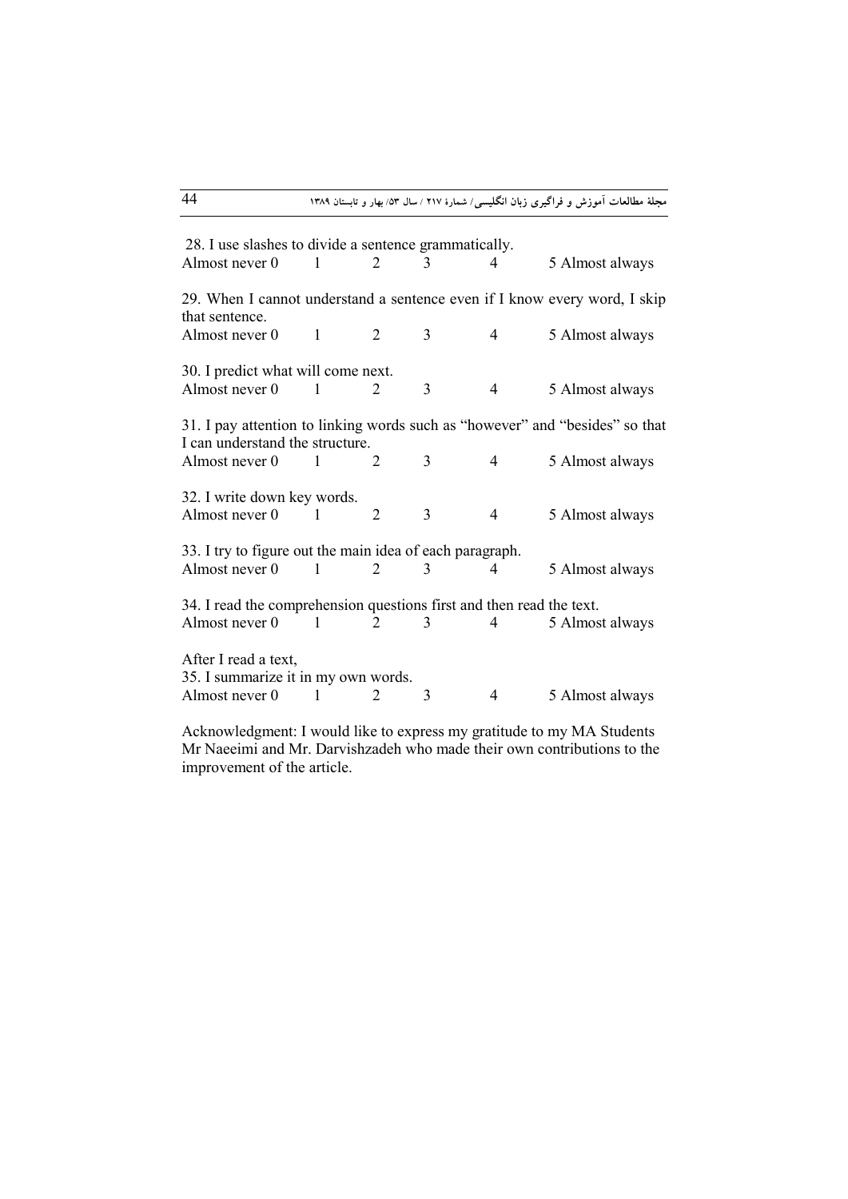28. I use slashes to divide a sentence grammatically.

Almost never 0 1 2 3 4 5 Almost always

29. When I cannot understand a sentence even if I know every word, I skip that sentence.

Almost never 0 1 2 3 4 5 Almost always

30. I predict what will come next.

Almost never 0 1 2 3 4 5 Almost always

31. I pay attention to linking words such as "however" and "besides" so that I can understand the structure.

Almost never 0 1 2 3 4 5 Almost always

32. I write down key words.

Almost never 0 1 2 3 4 5 Almost always

33. I try to figure out the main idea of each paragraph.

Almost never 0 1 2 3 4 5 Almost always

34. I read the comprehension questions first and then read the text.

Almost never 0 1 2 3 4 5 Almost always

After I read a text,

35. I summarize it in my own words.

Almost never 0 1 2 3 4 5 Almost always

Acknowledgment: I would like to express my gratitude to my MA Students Mr Naeeimi and Mr. Darvishzadeh who made their own contributions to the improvement of the article.